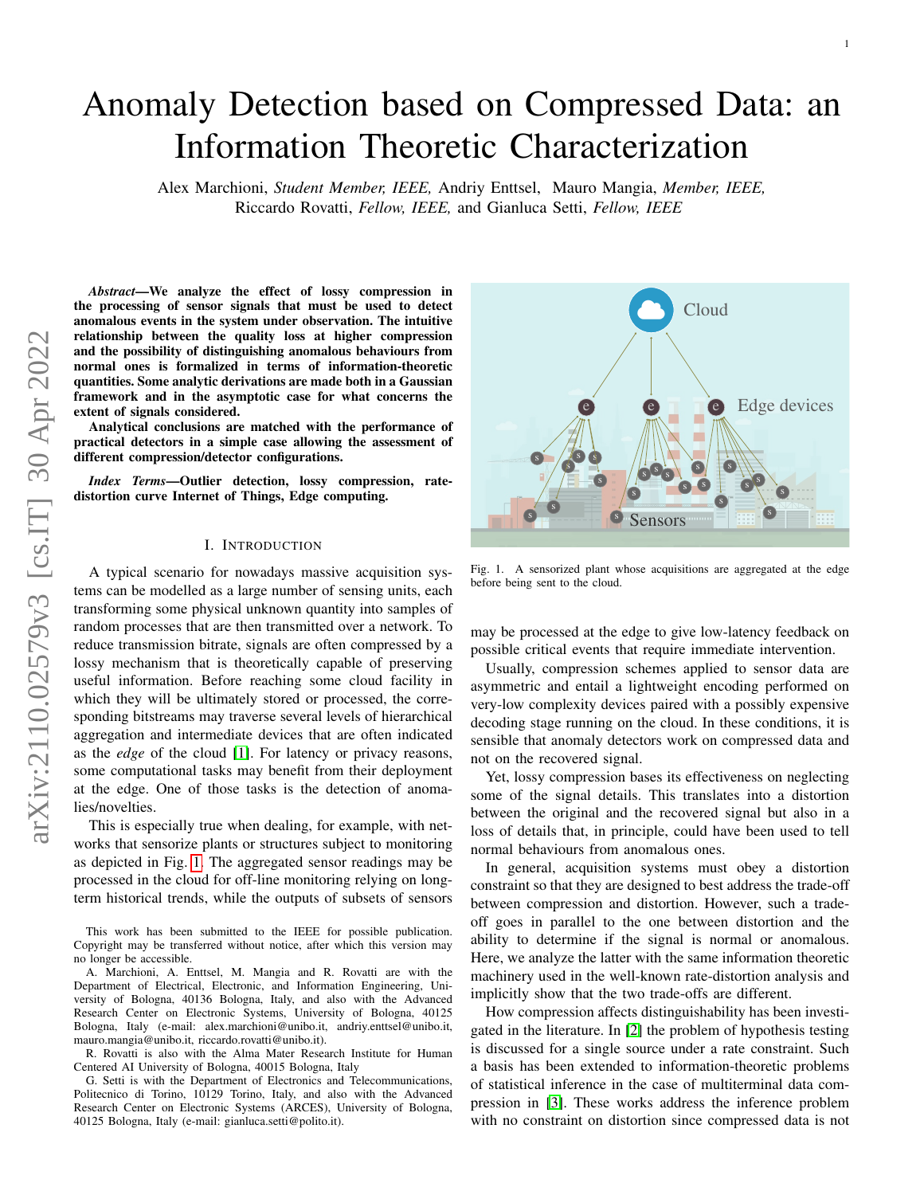# Anomaly Detection based on Compressed Data: an Information Theoretic Characterization

Alex Marchioni, *Student Member, IEEE,* Andriy Enttsel, Mauro Mangia, *Member, IEEE,* Riccardo Rovatti, *Fellow, IEEE,* and Gianluca Setti, *Fellow, IEEE*

***Abstract*—We analyze the effect of lossy compression in the processing of sensor signals that must be used to detect anomalous events in the system under observation. The intuitive relationship between the quality loss at higher compression and the possibility of distinguishing anomalous behaviours from normal ones is formalized in terms of information-theoretic quantities. Some analytic derivations are made both in a Gaussian framework and in the asymptotic case for what concerns the extent of signals considered.**

**Analytical conclusions are matched with the performance of practical detectors in a simple case allowing the assessment of different compression/detector configurations.**

***Index Terms*—Outlier detection, lossy compression, rate-distortion curve Internet of Things, Edge computing.**

## I. Introduction

A typical scenario for nowadays massive acquisition systems can be modelled as a large number of sensing units, each transforming some physical unknown quantity into samples of random processes that are then transmitted over a network. To reduce transmission bitrate, signals are often compressed by a lossy mechanism that is theoretically capable of preserving useful information. Before reaching some cloud facility in which they will be ultimately stored or processed, the corresponding bitstreams may traverse several levels of hierarchical aggregation and intermediate devices that are often indicated as the *edge* of the cloud [1]. For latency or privacy reasons, some computational tasks may benefit from their deployment at the edge. One of those tasks is the detection of anomalies/novelties.

This is especially true when dealing, for example, with networks that sensorize plants or structures subject to monitoring as depicted in Fig. 1. The aggregated sensor readings may be processed in the cloud for off-line monitoring relying on long-term historical trends, while the outputs of subsets of sensors may be processed at the edge to give low-latency feedback on possible critical events that require immediate intervention.

Fig. 1. A sensorized plant whose acquisitions are aggregated at the edge before being sent to the cloud.

Usually, compression schemes applied to sensor data are asymmetric and entail a lightweight encoding performed on very-low complexity devices paired with a possibly expensive decoding stage running on the cloud. In these conditions, it is sensible that anomaly detectors work on compressed data and not on the recovered signal.

Yet, lossy compression bases its effectiveness on neglecting some of the signal details. This translates into a distortion between the original and the recovered signal but also in a loss of details that, in principle, could have been used to tell normal behaviours from anomalous ones.

In general, acquisition systems must obey a distortion constraint so that they are designed to best address the trade-off between compression and distortion. However, such a trade-off goes in parallel to the one between distortion and the ability to determine if the signal is normal or anomalous. Here, we analyze the latter with the same information theoretic machinery used in the well-known rate-distortion analysis and implicitly show that the two trade-offs are different.

How compression affects distinguishability has been investigated in the literature. In [2] the problem of hypothesis testing is discussed for a single source under a rate constraint. Such a basis has been extended to information-theoretic problems of statistical inference in the case of multiterminal data compression in [3]. These works address the inference problem with no constraint on distortion since compressed data is not

This work has been submitted to the IEEE for possible publication. Copyright may be transferred without notice, after which this version may no longer be accessible.

A. Marchioni, A. Enttsel, M. Mangia and R. Rovatti are with the Department of Electrical, Electronic, and Information Engineering, University of Bologna, 40136 Bologna, Italy, and also with the Advanced Research Center on Electronic Systems, University of Bologna, 40125 Bologna, Italy (e-mail: alex.marchioni@unibo.it, andriy.enttsel@unibo.it, mauro.mangia@unibo.it, riccardo.rovatti@unibo.it).

R. Rovatti is also with the Alma Mater Research Institute for Human Centered AI University of Bologna, 40015 Bologna, Italy

G. Setti is with the Department of Electronics and Telecommunications, Politecnico di Torino, 10129 Torino, Italy, and also with the Advanced Research Center on Electronic Systems (ARCES), University of Bologna, 40125 Bologna, Italy (e-mail: gianluca.setti@polito.it).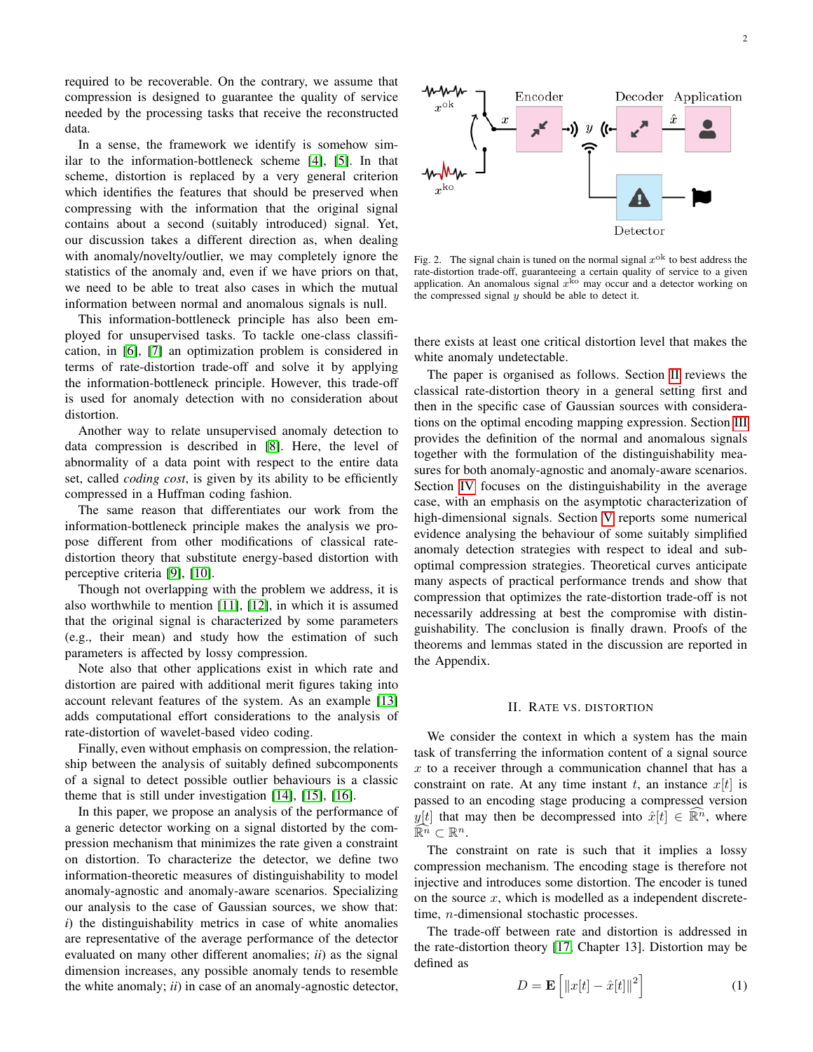required to be recoverable. On the contrary, we assume that compression is designed to guarantee the quality of service needed by the processing tasks that receive the reconstructed data.

In a sense, the framework we identify is somehow similar to the information-bottleneck scheme [4], [5]. In that scheme, distortion is replaced by a very general criterion which identifies the features that should be preserved when compressing with the information that the original signal contains about a second (suitably introduced) signal. Yet, our discussion takes a different direction as, when dealing with anomaly/novelty/outlier, we may completely ignore the statistics of the anomaly and, even if we have priors on that, we need to be able to treat also cases in which the mutual information between normal and anomalous signals is null.

This information-bottleneck principle has also been employed for unsupervised tasks. To tackle one-class classification, in [6], [7] an optimization problem is considered in terms of rate-distortion trade-off and solve it by applying the information-bottleneck principle. However, this trade-off is used for anomaly detection with no consideration about distortion.

Another way to relate unsupervised anomaly detection to data compression is described in [8]. Here, the level of abnormality of a data point with respect to the entire data set, called *coding cost*, is given by its ability to be efficiently compressed in a Huffman coding fashion.

The same reason that differentiates our work from the information-bottleneck principle makes the analysis we propose different from other modifications of classical rate-distortion theory that substitute energy-based distortion with perceptive criteria [9], [10].

Though not overlapping with the problem we address, it is also worthwhile to mention [11], [12], in which it is assumed that the original signal is characterized by some parameters (e.g., their mean) and study how the estimation of such parameters is affected by lossy compression.

Note also that other applications exist in which rate and distortion are paired with additional merit figures taking into account relevant features of the system. As an example [13] adds computational effort considerations to the analysis of rate-distortion of wavelet-based video coding.

Finally, even without emphasis on compression, the relationship between the analysis of suitably defined subcomponents of a signal to detect possible outlier behaviours is a classic theme that is still under investigation [14], [15], [16].

In this paper, we propose an analysis of the performance of a generic detector working on a signal distorted by the compression mechanism that minimizes the rate given a constraint on distortion. To characterize the detector, we define two information-theoretic measures of distinguishability to model anomaly-agnostic and anomaly-aware scenarios. Specializing our analysis to the case of Gaussian sources, we show that: *i*) the distinguishability metrics in case of white anomalies are representative of the average performance of the detector evaluated on many other different anomalies; *ii*) as the signal dimension increases, any possible anomaly tends to resemble the white anomaly; *ii*) in case of an anomaly-agnostic detector, there exists at least one critical distortion level that makes the white anomaly undetectable.

Fig. 2. The signal chain is tuned on the normal signal $x^{\mathrm{ok}}$ to best address the rate-distortion trade-off, guaranteeing a certain quality of service to a given application. An anomalous signal $x^{\mathrm{ko}}$ may occur and a detector working on the compressed signal $y$ should be able to detect it.

The paper is organised as follows. Section II reviews the classical rate-distortion theory in a general setting first and then in the specific case of Gaussian sources with considerations on the optimal encoding mapping expression. Section III provides the definition of the normal and anomalous signals together with the formulation of the distinguishability measures for both anomaly-agnostic and anomaly-aware scenarios. Section IV focuses on the distinguishability in the average case, with an emphasis on the asymptotic characterization of high-dimensional signals. Section V reports some numerical evidence analysing the behaviour of some suitably simplified anomaly detection strategies with respect to ideal and sub-optimal compression strategies. Theoretical curves anticipate many aspects of practical performance trends and show that compression that optimizes the rate-distortion trade-off is not necessarily addressing at best the compromise with distinguishability. The conclusion is finally drawn. Proofs of the theorems and lemmas stated in the discussion are reported in the Appendix.

## II. Rate vs. Distortion

We consider the context in which a system has the main task of transferring the information content of a signal source $x$ to a receiver through a communication channel that has a constraint on rate. At any time instant $t$, an instance $x[t]$ is passed to an encoding stage producing a compressed version $y[t]$ that may then be decompressed into $\hat{x}[t] \in \widehat{\mathbb{R}^n}$, where $\widehat{\mathbb{R}^n} \subset \mathbb{R}^n$.

The constraint on rate is such that it implies a lossy compression mechanism. The encoding stage is therefore not injective and introduces some distortion. The encoder is tuned on the source $x$, which is modelled as a independent discrete-time, $n$-dimensional stochastic processes.

The trade-off between rate and distortion is addressed in the rate-distortion theory [17, Chapter 13]. Distortion may be defined as

$$D = \mathbf{E}\left[\|x[t] - \hat{x}[t]\|^2\right] \tag{1}$$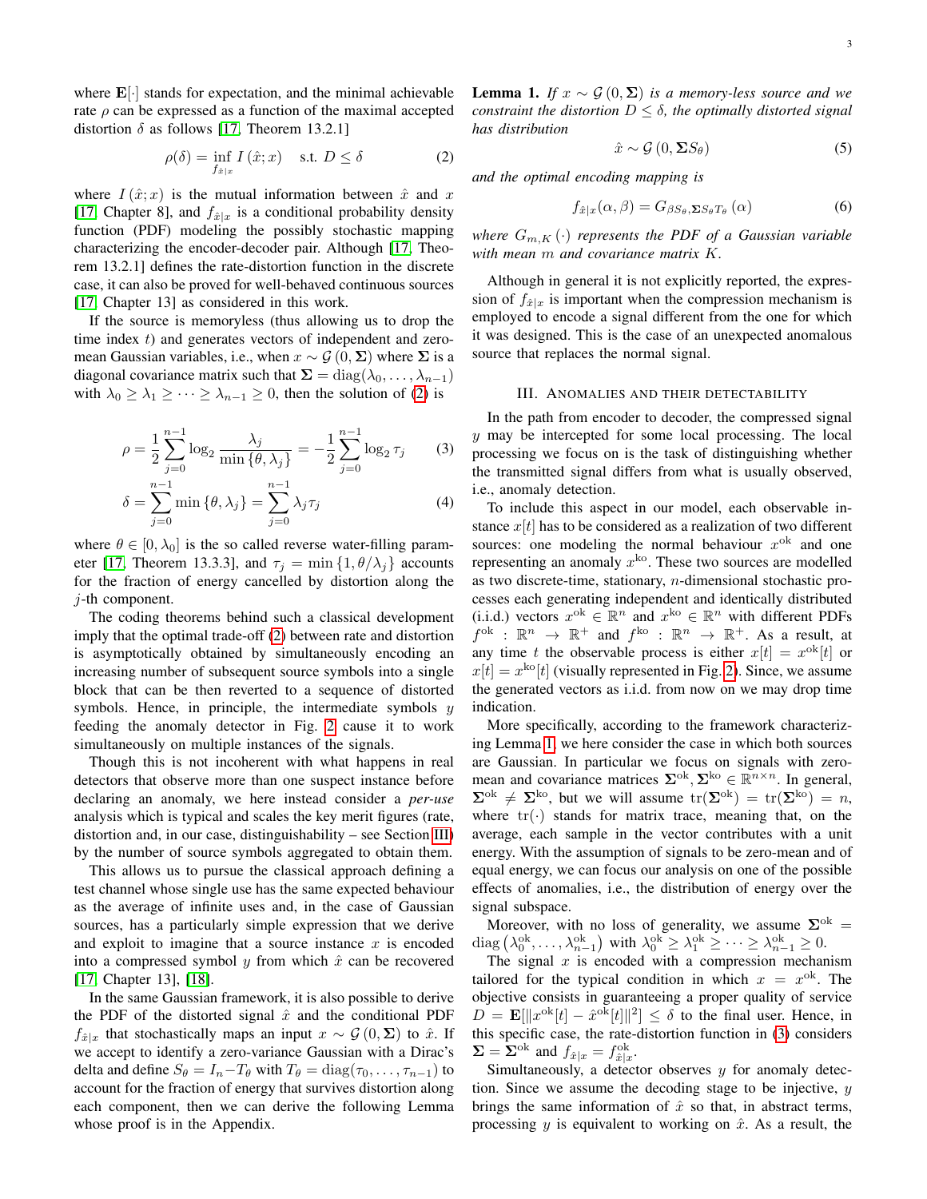where $\mathbf{E}[\cdot]$ stands for expectation, and the minimal achievable rate $\rho$ can be expressed as a function of the maximal accepted distortion $\delta$ as follows [17, Theorem 13.2.1]

$$\rho(\delta) = \inf_{f_{\hat{x}|x}} I(\hat{x}; x) \quad \text{s.t. } D \leq \delta \tag{2}$$

where $I(\hat{x}; x)$ is the mutual information between $\hat{x}$ and $x$ [17, Chapter 8], and $f_{\hat{x}|x}$ is a conditional probability density function (PDF) modeling the possibly stochastic mapping characterizing the encoder-decoder pair. Although [17, Theorem 13.2.1] defines the rate-distortion function in the discrete case, it can also be proved for well-behaved continuous sources [17, Chapter 13] as considered in this work.

If the source is memoryless (thus allowing us to drop the time index $t$) and generates vectors of independent and zero-mean Gaussian variables, i.e., when $x \sim \mathcal{G}(0, \Sigma)$ where $\Sigma$ is a diagonal covariance matrix such that $\Sigma = \text{diag}(\lambda_0, \ldots, \lambda_{n-1})$ with $\lambda_0 \geq \lambda_1 \geq \cdots \geq \lambda_{n-1} \geq 0$, then the solution of (2) is

$$\rho = \frac{1}{2}\sum_{j=0}^{n-1} \log_2 \frac{\lambda_j}{\min\{\theta, \lambda_j\}} = -\frac{1}{2}\sum_{j=0}^{n-1} \log_2 \tau_j \tag{3}$$

$$\delta = \sum_{j=0}^{n-1} \min\{\theta, \lambda_j\} = \sum_{j=0}^{n-1} \lambda_j \tau_j \tag{4}$$

where $\theta \in [0, \lambda_0]$ is the so called reverse water-filling parameter [17, Theorem 13.3.3], and $\tau_j = \min\{1, \theta/\lambda_j\}$ accounts for the fraction of energy cancelled by distortion along the $j$-th component.

The coding theorems behind such a classical development imply that the optimal trade-off (2) between rate and distortion is asymptotically obtained by simultaneously encoding an increasing number of subsequent source symbols into a single block that can be then reverted to a sequence of distorted symbols. Hence, in principle, the intermediate symbols $y$ feeding the anomaly detector in Fig. 2 cause it to work simultaneously on multiple instances of the signals.

Though this is not incoherent with what happens in real detectors that observe more than one suspect instance before declaring an anomaly, we here instead consider a *per-use* analysis which is typical and scales the key merit figures (rate, distortion and, in our case, distinguishability – see Section III) by the number of source symbols aggregated to obtain them.

This allows us to pursue the classical approach defining a test channel whose single use has the same expected behaviour as the average of infinite uses and, in the case of Gaussian sources, has a particularly simple expression that we derive and exploit to imagine that a source instance $x$ is encoded into a compressed symbol $y$ from which $\hat{x}$ can be recovered [17, Chapter 13], [18].

In the same Gaussian framework, it is also possible to derive the PDF of the distorted signal $\hat{x}$ and the conditional PDF $f_{\hat{x}|x}$ that stochastically maps an input $x \sim \mathcal{G}(0, \Sigma)$ to $\hat{x}$. If we accept to identify a zero-variance Gaussian with a Dirac's delta and define $S_\theta = I_n - T_\theta$ with $T_\theta = \text{diag}(\tau_0, \ldots, \tau_{n-1})$ to account for the fraction of energy that survives distortion along each component, then we can derive the following Lemma whose proof is in the Appendix.

**Lemma 1.** *If $x \sim \mathcal{G}(0, \Sigma)$ is a memory-less source and we constraint the distortion $D \leq \delta$, the optimally distorted signal has distribution*

$$\hat{x} \sim \mathcal{G}(0, \Sigma S_\theta) \tag{5}$$

*and the optimal encoding mapping is*

$$f_{\hat{x}|x}(\alpha, \beta) = G_{\beta S_\theta, \Sigma S_\theta T_\theta}(\alpha) \tag{6}$$

*where $G_{m,K}(\cdot)$ represents the PDF of a Gaussian variable with mean $m$ and covariance matrix $K$.*

Although in general it is not explicitly reported, the expression of $f_{\hat{x}|x}$ is important when the compression mechanism is employed to encode a signal different from the one for which it was designed. This is the case of an unexpected anomalous source that replaces the normal signal.

## III. Anomalies and their detectability

In the path from encoder to decoder, the compressed signal $y$ may be intercepted for some local processing. The local processing we focus on is the task of distinguishing whether the transmitted signal differs from what is usually observed, i.e., anomaly detection.

To include this aspect in our model, each observable instance $x[t]$ has to be considered as a realization of two different sources: one modeling the normal behaviour $x^{\text{ok}}$ and one representing an anomaly $x^{\text{ko}}$. These two sources are modelled as two discrete-time, stationary, $n$-dimensional stochastic processes each generating independent and identically distributed (i.i.d.) vectors $x^{\text{ok}} \in \mathbb{R}^n$ and $x^{\text{ko}} \in \mathbb{R}^n$ with different PDFs $f^{\text{ok}} : \mathbb{R}^n \to \mathbb{R}^+$ and $f^{\text{ko}} : \mathbb{R}^n \to \mathbb{R}^+$. As a result, at any time $t$ the observable process is either $x[t] = x^{\text{ok}}[t]$ or $x[t] = x^{\text{ko}}[t]$ (visually represented in Fig. 2). Since, we assume the generated vectors as i.i.d. from now on we may drop time indication.

More specifically, according to the framework characterizing Lemma 1, we here consider the case in which both sources are Gaussian. In particular we focus on signals with zero-mean and covariance matrices $\Sigma^{\text{ok}}, \Sigma^{\text{ko}} \in \mathbb{R}^{n\times n}$. In general, $\Sigma^{\text{ok}} \neq \Sigma^{\text{ko}}$, but we will assume $\text{tr}(\Sigma^{\text{ok}}) = \text{tr}(\Sigma^{\text{ko}}) = n$, where $\text{tr}(\cdot)$ stands for matrix trace, meaning that, on the average, each sample in the vector contributes with a unit energy. With the assumption of signals to be zero-mean and of equal energy, we can focus our analysis on one of the possible effects of anomalies, i.e., the distribution of energy over the signal subspace.

Moreover, with no loss of generality, we assume $\Sigma^{\text{ok}} = \text{diag}\left(\lambda_0^{\text{ok}}, \ldots, \lambda_{n-1}^{\text{ok}}\right)$ with $\lambda_0^{\text{ok}} \geq \lambda_1^{\text{ok}} \geq \cdots \geq \lambda_{n-1}^{\text{ok}} \geq 0$.

The signal $x$ is encoded with a compression mechanism tailored for the typical condition in which $x = x^{\text{ok}}$. The objective consists in guaranteeing a proper quality of service $D = \mathbf{E}[\|x^{\text{ok}}[t] - \hat{x}^{\text{ok}}[t]\|^2] \leq \delta$ to the final user. Hence, in this specific case, the rate-distortion function in (3) considers $\Sigma = \Sigma^{\text{ok}}$ and $f_{\hat{x}|x} = f_{\hat{x}|x}^{\text{ok}}$.

Simultaneously, a detector observes $y$ for anomaly detection. Since we assume the decoding stage to be injective, $y$ brings the same information of $\hat{x}$ so that, in abstract terms, processing $y$ is equivalent to working on $\hat{x}$. As a result, the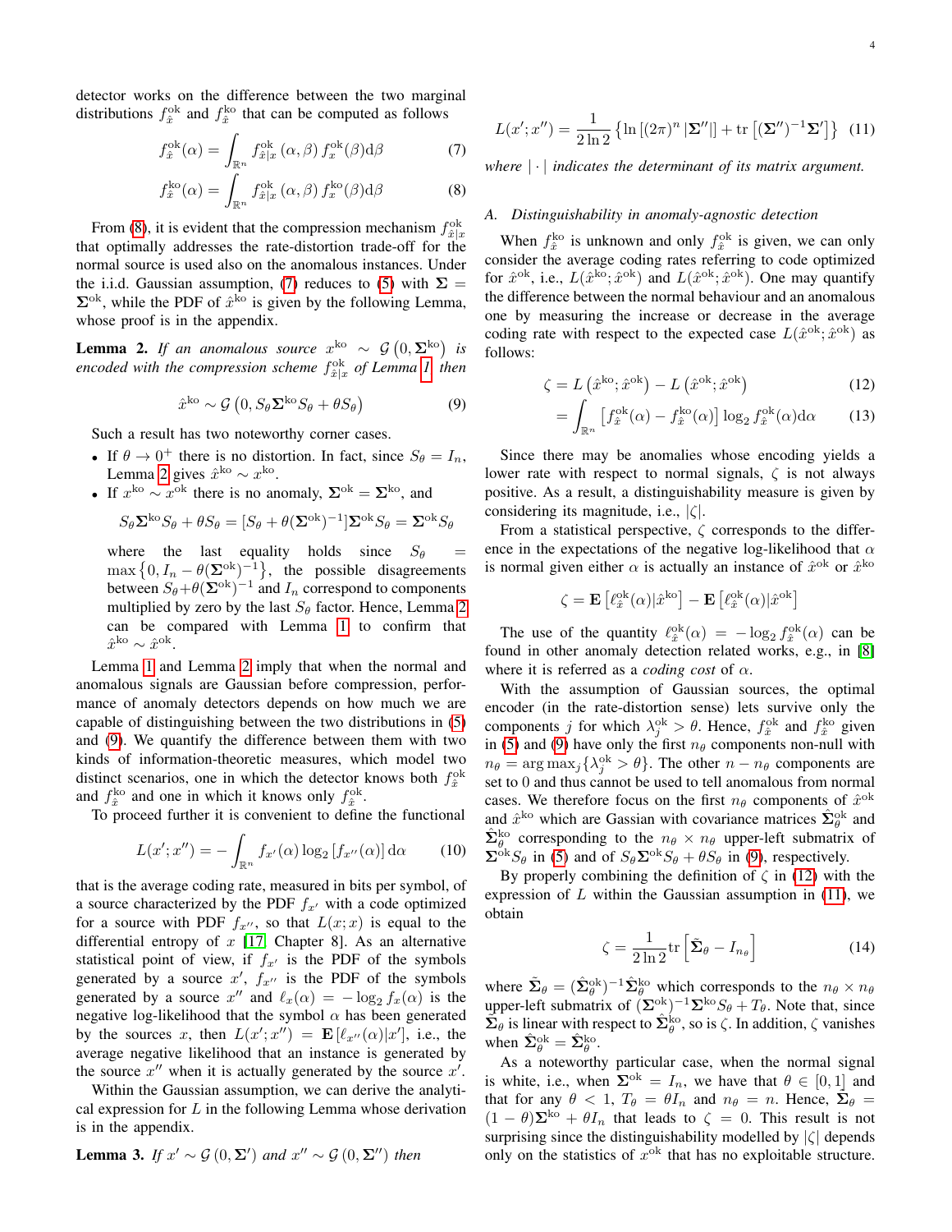detector works on the difference between the two marginal distributions $f_{\hat{x}}^{\mathrm{ok}}$ and $f_{\hat{x}}^{\mathrm{ko}}$ that can be computed as follows

$$f_{\hat{x}}^{\mathrm{ok}}(\alpha) = \int_{\mathbb{R}^n} f_{\hat{x}|x}^{\mathrm{ok}}(\alpha, \beta)\, f_x^{\mathrm{ok}}(\beta) \mathrm{d}\beta \tag{7}$$

$$f_{\hat{x}}^{\mathrm{ko}}(\alpha) = \int_{\mathbb{R}^n} f_{\hat{x}|x}^{\mathrm{ok}}(\alpha, \beta)\, f_x^{\mathrm{ko}}(\beta) \mathrm{d}\beta \tag{8}$$

From (8), it is evident that the compression mechanism $f_{\hat{x}|x}^{\mathrm{ok}}$ that optimally addresses the rate-distortion trade-off for the normal source is used also on the anomalous instances. Under the i.i.d. Gaussian assumption, (7) reduces to (5) with $\Sigma = \Sigma^{\mathrm{ok}}$, while the PDF of $\hat{x}^{\mathrm{ko}}$ is given by the following Lemma, whose proof is in the appendix.

**Lemma 2.** *If an anomalous source $x^{\mathrm{ko}} \sim \mathcal{G}\left(0, \Sigma^{\mathrm{ko}}\right)$ is encoded with the compression scheme $f_{\hat{x}|x}^{\mathrm{ok}}$ of Lemma 1 then*

$$\hat{x}^{\mathrm{ko}} \sim \mathcal{G}\left(0, S_\theta \Sigma^{\mathrm{ko}} S_\theta + \theta S_\theta\right) \tag{9}$$

Such a result has two noteworthy corner cases.

- If $\theta \to 0^+$ there is no distortion. In fact, since $S_\theta = I_n$, Lemma 2 gives $\hat{x}^{\mathrm{ko}} \sim x^{\mathrm{ko}}$.
- If $x^{\mathrm{ko}} \sim x^{\mathrm{ok}}$ there is no anomaly, $\Sigma^{\mathrm{ok}} = \Sigma^{\mathrm{ko}}$, and

$$S_\theta \Sigma^{\mathrm{ko}} S_\theta + \theta S_\theta = \left[S_\theta + \theta(\Sigma^{\mathrm{ok}})^{-1}\right]\Sigma^{\mathrm{ok}} S_\theta = \Sigma^{\mathrm{ok}} S_\theta$$

  where the last equality holds since $S_\theta = \max\left\{0, I_n - \theta(\Sigma^{\mathrm{ok}})^{-1}\right\}$, the possible disagreements between $S_\theta + \theta(\Sigma^{\mathrm{ok}})^{-1}$ and $I_n$ correspond to components multiplied by zero by the last $S_\theta$ factor. Hence, Lemma 2 can be compared with Lemma 1 to confirm that $\hat{x}^{\mathrm{ko}} \sim \hat{x}^{\mathrm{ok}}$.

Lemma 1 and Lemma 2 imply that when the normal and anomalous signals are Gaussian before compression, performance of anomaly detectors depends on how much we are capable of distinguishing between the two distributions in (5) and (9). We quantify the difference between them with two kinds of information-theoretic measures, which model two distinct scenarios, one in which the detector knows both $f_{\hat{x}}^{\mathrm{ok}}$ and $f_{\hat{x}}^{\mathrm{ko}}$ and one in which it knows only $f_{\hat{x}}^{\mathrm{ok}}$.

To proceed further it is convenient to define the functional

$$L(x'; x'') = -\int_{\mathbb{R}^n} f_{x'}(\alpha) \log_2\left[f_{x''}(\alpha)\right] \mathrm{d}\alpha \tag{10}$$

that is the average coding rate, measured in bits per symbol, of a source characterized by the PDF $f_{x'}$ with a code optimized for a source with PDF $f_{x''}$, so that $L(x; x)$ is equal to the differential entropy of $x$ [17, Chapter 8]. As an alternative statistical point of view, if $f_{x'}$ is the PDF of the symbols generated by a source $x'$, $f_{x''}$ is the PDF of the symbols generated by a source $x''$ and $\ell_x(\alpha) = -\log_2 f_x(\alpha)$ is the negative log-likelihood that a symbol $\alpha$ has been generated by the sources $x$, then $L(x'; x'') = \mathbf{E}\left[\ell_{x''}(\alpha)|x'\right]$, i.e., the average negative likelihood that an instance is generated by the source $x''$ when it is actually generated by the source $x'$.

Within the Gaussian assumption, we can derive the analytical expression for $L$ in the following Lemma whose derivation is in the appendix.

**Lemma 3.** *If $x' \sim \mathcal{G}\left(0, \Sigma'\right)$ and $x'' \sim \mathcal{G}\left(0, \Sigma''\right)$ then*

$$L(x'; x'') = \frac{1}{2\ln 2}\left\{\ln\left[(2\pi)^n \left|\Sigma''\right|\right] + \mathrm{tr}\left[(\Sigma'')^{-1}\Sigma'\right]\right\} \tag{11}$$

*where $|\cdot|$ indicates the determinant of its matrix argument.*

### A. Distinguishability in anomaly-agnostic detection

When $f_{\hat{x}}^{\mathrm{ko}}$ is unknown and only $f_{\hat{x}}^{\mathrm{ok}}$ is given, we can only consider the average coding rates referring to code optimized for $\hat{x}^{\mathrm{ok}}$, i.e., $L(\hat{x}^{\mathrm{ko}}; \hat{x}^{\mathrm{ok}})$ and $L(\hat{x}^{\mathrm{ok}}; \hat{x}^{\mathrm{ok}})$. One may quantify the difference between the normal behaviour and an anomalous one by measuring the increase or decrease in the average coding rate with respect to the expected case $L(\hat{x}^{\mathrm{ok}}; \hat{x}^{\mathrm{ok}})$ as follows:

$$\zeta = L\left(\hat{x}^{\mathrm{ko}}; \hat{x}^{\mathrm{ok}}\right) - L\left(\hat{x}^{\mathrm{ok}}; \hat{x}^{\mathrm{ok}}\right) \tag{12}$$

$$= \int_{\mathbb{R}^n} \left[f_{\hat{x}}^{\mathrm{ok}}(\alpha) - f_{\hat{x}}^{\mathrm{ko}}(\alpha)\right] \log_2 f_{\hat{x}}^{\mathrm{ok}}(\alpha) \mathrm{d}\alpha \tag{13}$$

Since there may be anomalies whose encoding yields a lower rate with respect to normal signals, $\zeta$ is not always positive. As a result, a distinguishability measure is given by considering its magnitude, i.e., $|\zeta|$.

From a statistical perspective, $\zeta$ corresponds to the difference in the expectations of the negative log-likelihood that $\alpha$ is normal given either $\alpha$ is actually an instance of $\hat{x}^{\mathrm{ok}}$ or $\hat{x}^{\mathrm{ko}}$

$$\zeta = \mathbf{E}\left[\ell_{\hat{x}}^{\mathrm{ok}}(\alpha)|\hat{x}^{\mathrm{ko}}\right] - \mathbf{E}\left[\ell_{\hat{x}}^{\mathrm{ok}}(\alpha)|\hat{x}^{\mathrm{ok}}\right]$$

The use of the quantity $\ell_{\hat{x}}^{\mathrm{ok}}(\alpha) = -\log_2 f_{\hat{x}}^{\mathrm{ok}}(\alpha)$ can be found in other anomaly detection related works, e.g., in [8] where it is referred as a *coding cost* of $\alpha$.

With the assumption of Gaussian sources, the optimal encoder (in the rate-distortion sense) lets survive only the components $j$ for which $\lambda_j^{\mathrm{ok}} > \theta$. Hence, $f_{\hat{x}}^{\mathrm{ok}}$ and $f_{\hat{x}}^{\mathrm{ko}}$ given in (5) and (9) have only the first $n_\theta$ components non-null with $n_\theta = \arg\max_j\{\lambda_j^{\mathrm{ok}} > \theta\}$. The other $n - n_\theta$ components are set to 0 and thus cannot be used to tell anomalous from normal cases. We therefore focus on the first $n_\theta$ components of $\hat{x}^{\mathrm{ok}}$ and $\hat{x}^{\mathrm{ko}}$ which are Gassian with covariance matrices $\hat{\Sigma}_\theta^{\mathrm{ok}}$ and $\hat{\Sigma}_\theta^{\mathrm{ko}}$ corresponding to the $n_\theta \times n_\theta$ upper-left submatrix of $\Sigma^{\mathrm{ok}} S_\theta$ in (5) and of $S_\theta \Sigma^{\mathrm{ok}} S_\theta + \theta S_\theta$ in (9), respectively.

By properly combining the definition of $\zeta$ in (12) with the expression of $L$ within the Gaussian assumption in (11), we obtain

$$\zeta = \frac{1}{2\ln 2}\mathrm{tr}\left[\tilde{\Sigma}_\theta - I_{n_\theta}\right] \tag{14}$$

where $\tilde{\Sigma}_\theta = (\hat{\Sigma}_\theta^{\mathrm{ok}})^{-1}\hat{\Sigma}_\theta^{\mathrm{ko}}$ which corresponds to the $n_\theta \times n_\theta$ upper-left submatrix of $(\Sigma^{\mathrm{ok}})^{-1}\Sigma^{\mathrm{ko}} S_\theta + T_\theta$. Note that, since $\tilde{\Sigma}_\theta$ is linear with respect to $\hat{\Sigma}_\theta^{\mathrm{ko}}$, so is $\zeta$. In addition, $\zeta$ vanishes when $\hat{\Sigma}_\theta^{\mathrm{ok}} = \hat{\Sigma}_\theta^{\mathrm{ko}}$.

As a noteworthy particular case, when the normal signal is white, i.e., when $\Sigma^{\mathrm{ok}} = I_n$, we have that $\theta \in [0, 1]$ and that for any $\theta < 1$, $T_\theta = \theta I_n$ and $n_\theta = n$. Hence, $\tilde{\Sigma}_\theta = (1 - \theta)\Sigma^{\mathrm{ko}} + \theta I_n$ that leads to $\zeta = 0$. This result is not surprising since the distinguishability modelled by $|\zeta|$ depends only on the statistics of $x^{\mathrm{ok}}$ that has no exploitable structure.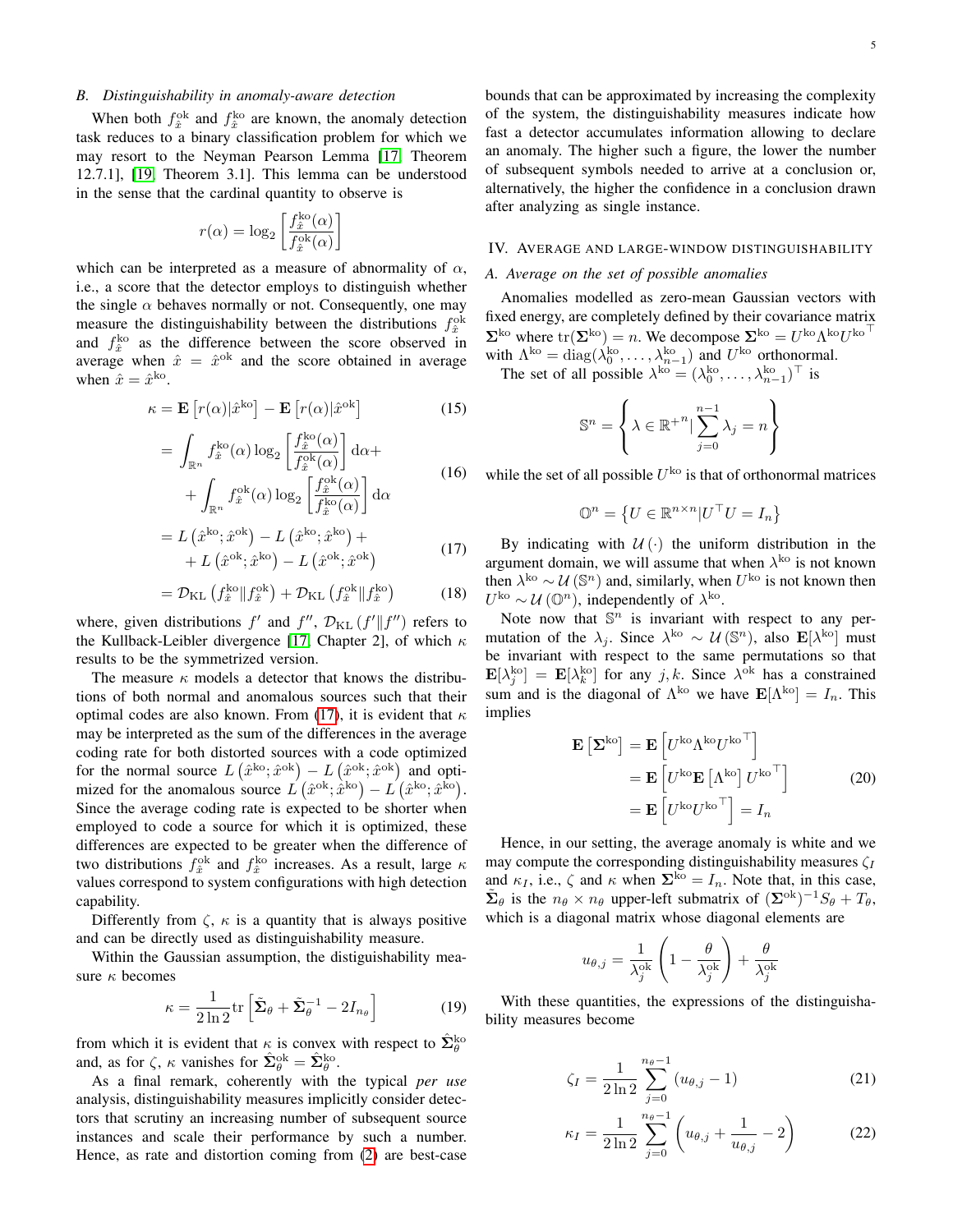### B. Distinguishability in anomaly-aware detection

When both $f_{\hat{x}}^{\rm ok}$ and $f_{\hat{x}}^{\rm ko}$ are known, the anomaly detection task reduces to a binary classification problem for which we may resort to the Neyman Pearson Lemma [17, Theorem 12.7.1], [19, Theorem 3.1]. This lemma can be understood in the sense that the cardinal quantity to observe is

$$r(\alpha) = \log_2 \left[ \frac{f_{\hat{x}}^{\rm ko}(\alpha)}{f_{\hat{x}}^{\rm ok}(\alpha)} \right]$$

which can be interpreted as a measure of abnormality of $\alpha$, i.e., a score that the detector employs to distinguish whether the single $\alpha$ behaves normally or not. Consequently, one may measure the distinguishability between the distributions $f_{\hat{x}}^{\rm ok}$ and $f_{\hat{x}}^{\rm ko}$ as the difference between the score observed in average when $\hat{x} = \hat{x}^{\rm ok}$ and the score obtained in average when $\hat{x} = \hat{x}^{\rm ko}$.

$$\kappa = \mathbf{E}\left[ r(\alpha) | \hat{x}^{\rm ko} \right] - \mathbf{E}\left[ r(\alpha) | \hat{x}^{\rm ok} \right] \tag{15}$$

$$= \int_{\mathbb{R}^n} f_{\hat{x}}^{\rm ko}(\alpha) \log_2 \left[ \frac{f_{\hat{x}}^{\rm ko}(\alpha)}{f_{\hat{x}}^{\rm ok}(\alpha)} \right] {\rm d}\alpha + \int_{\mathbb{R}^n} f_{\hat{x}}^{\rm ok}(\alpha) \log_2 \left[ \frac{f_{\hat{x}}^{\rm ok}(\alpha)}{f_{\hat{x}}^{\rm ko}(\alpha)} \right] {\rm d}\alpha \tag{16}$$

$$= L\left(\hat{x}^{\rm ko}; \hat{x}^{\rm ok}\right) - L\left(\hat{x}^{\rm ko}; \hat{x}^{\rm ko}\right) + L\left(\hat{x}^{\rm ok}; \hat{x}^{\rm ko}\right) - L\left(\hat{x}^{\rm ok}; \hat{x}^{\rm ok}\right) \tag{17}$$

$$= \mathcal{D}_{\rm KL}\left(f_{\hat{x}}^{\rm ko} \| f_{\hat{x}}^{\rm ok}\right) + \mathcal{D}_{\rm KL}\left(f_{\hat{x}}^{\rm ok} \| f_{\hat{x}}^{\rm ko}\right) \tag{18}$$

where, given distributions $f'$ and $f''$, $\mathcal{D}_{\rm KL}\left(f' \| f''\right)$ refers to the Kullback-Leibler divergence [17, Chapter 2], of which $\kappa$ results to be the symmetrized version.

The measure $\kappa$ models a detector that knows the distributions of both normal and anomalous sources such that their optimal codes are also known. From (17), it is evident that $\kappa$ may be interpreted as the sum of the differences in the average coding rate for both distorted sources with a code optimized for the normal source $L\left(\hat{x}^{\rm ko}; \hat{x}^{\rm ok}\right) - L\left(\hat{x}^{\rm ok}; \hat{x}^{\rm ok}\right)$ and optimized for the anomalous source $L\left(\hat{x}^{\rm ok}; \hat{x}^{\rm ko}\right) - L\left(\hat{x}^{\rm ko}; \hat{x}^{\rm ko}\right)$. Since the average coding rate is expected to be shorter when employed to code a source for which it is optimized, these differences are expected to be greater when the difference of two distributions $f_{\hat{x}}^{\rm ok}$ and $f_{\hat{x}}^{\rm ko}$ increases. As a result, large $\kappa$ values correspond to system configurations with high detection capability.

Differently from $\zeta$, $\kappa$ is a quantity that is always positive and can be directly used as distinguishability measure.

Within the Gaussian assumption, the distiguishability measure $\kappa$ becomes

$$\kappa = \frac{1}{2 \ln 2} {\rm tr}\left[ \tilde{\Sigma}_\theta + \tilde{\Sigma}_\theta^{-1} - 2 I_{n_\theta} \right] \tag{19}$$

from which it is evident that $\kappa$ is convex with respect to $\hat{\Sigma}_\theta^{\rm ko}$ and, as for $\zeta$, $\kappa$ vanishes for $\hat{\Sigma}_\theta^{\rm ok} = \hat{\Sigma}_\theta^{\rm ko}$.

As a final remark, coherently with the typical *per use* analysis, distinguishability measures implicitly consider detectors that scrutiny an increasing number of subsequent source instances and scale their performance by such a number. Hence, as rate and distortion coming from (2) are best-case bounds that can be approximated by increasing the complexity of the system, the distinguishability measures indicate how fast a detector accumulates information allowing to declare an anomaly. The higher such a figure, the lower the number of subsequent symbols needed to arrive at a conclusion or, alternatively, the higher the confidence in a conclusion drawn after analyzing as single instance.

## IV. Average and large-window distinguishability

### A. Average on the set of possible anomalies

Anomalies modelled as zero-mean Gaussian vectors with fixed energy, are completely defined by their covariance matrix $\Sigma^{\rm ko}$ where ${\rm tr}(\Sigma^{\rm ko}) = n$. We decompose $\Sigma^{\rm ko} = U^{\rm ko} \Lambda^{\rm ko} {U^{\rm ko}}^\top$ with $\Lambda^{\rm ko} = {\rm diag}(\lambda_0^{\rm ko}, \dots, \lambda_{n-1}^{\rm ko})$ and $U^{\rm ko}$ orthonormal.

The set of all possible $\lambda^{\rm ko} = (\lambda_0^{\rm ko}, \dots, \lambda_{n-1}^{\rm ko})^\top$ is

$$\mathbb{S}^n = \left\{ \lambda \in {\mathbb{R}^+}^n \middle| \sum_{j=0}^{n-1} \lambda_j = n \right\}$$

while the set of all possible $U^{\rm ko}$ is that of orthonormal matrices

$$\mathbb{O}^n = \left\{ U \in \mathbb{R}^{n \times n} | U^\top U = I_n \right\}$$

By indicating with $\mathcal{U}(\cdot)$ the uniform distribution in the argument domain, we will assume that when $\lambda^{\rm ko}$ is not known then $\lambda^{\rm ko} \sim \mathcal{U}(\mathbb{S}^n)$ and, similarly, when $U^{\rm ko}$ is not known then $U^{\rm ko} \sim \mathcal{U}(\mathbb{O}^n)$, independently of $\lambda^{\rm ko}$.

Note now that $\mathbb{S}^n$ is invariant with respect to any permutation of the $\lambda_j$. Since $\lambda^{\rm ko} \sim \mathcal{U}(\mathbb{S}^n)$, also $\mathbf{E}[\lambda^{\rm ko}]$ must be invariant with respect to the same permutations so that $\mathbf{E}[\lambda_j^{\rm ko}] = \mathbf{E}[\lambda_k^{\rm ko}]$ for any $j, k$. Since $\lambda^{\rm ok}$ has a constrained sum and is the diagonal of $\Lambda^{\rm ko}$ we have $\mathbf{E}[\Lambda^{\rm ko}] = I_n$. This implies

$$\begin{aligned} \mathbf{E}\left[\Sigma^{\rm ko}\right] &= \mathbf{E}\left[ U^{\rm ko} \Lambda^{\rm ko} {U^{\rm ko}}^\top \right] \\ &= \mathbf{E}\left[ U^{\rm ko} \mathbf{E}\left[\Lambda^{\rm ko}\right] {U^{\rm ko}}^\top \right] \\ &= \mathbf{E}\left[ U^{\rm ko} {U^{\rm ko}}^\top \right] = I_n \end{aligned} \tag{20}$$

Hence, in our setting, the average anomaly is white and we may compute the corresponding distinguishability measures $\zeta_I$ and $\kappa_I$, i.e., $\zeta$ and $\kappa$ when $\Sigma^{\rm ko} = I_n$. Note that, in this case, $\tilde{\Sigma}_\theta$ is the $n_\theta \times n_\theta$ upper-left submatrix of $(\Sigma^{\rm ok})^{-1} S_\theta + T_\theta$, which is a diagonal matrix whose diagonal elements are

$$u_{\theta,j} = \frac{1}{\lambda_j^{\rm ok}} \left( 1 - \frac{\theta}{\lambda_j^{\rm ok}} \right) + \frac{\theta}{\lambda_j^{\rm ok}}$$

With these quantities, the expressions of the distinguishability measures become

$$\zeta_I = \frac{1}{2 \ln 2} \sum_{j=0}^{n_\theta - 1} \left( u_{\theta,j} - 1 \right) \tag{21}$$

$$\kappa_I = \frac{1}{2 \ln 2} \sum_{j=0}^{n_\theta - 1} \left( u_{\theta,j} + \frac{1}{u_{\theta,j}} - 2 \right) \tag{22}$$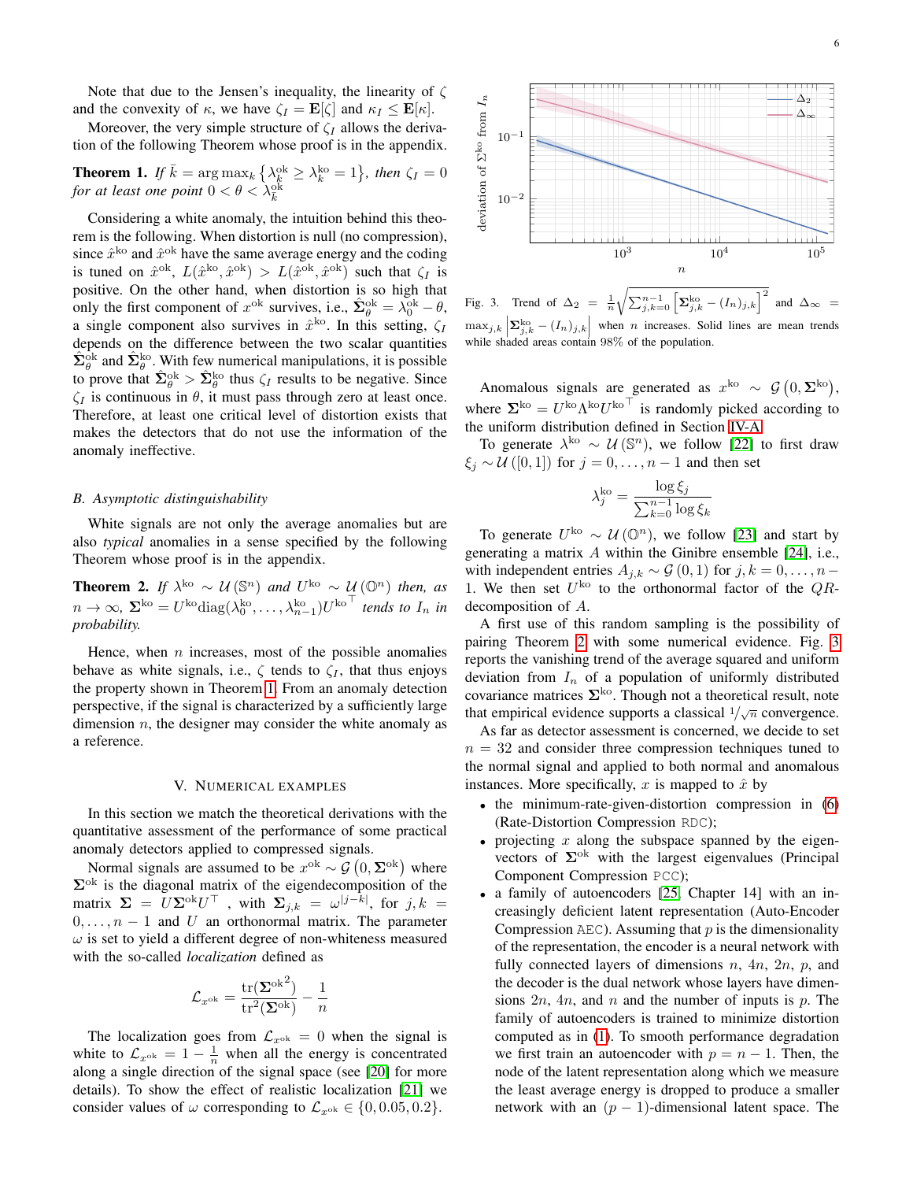Note that due to the Jensen's inequality, the linearity of $\zeta$ and the convexity of $\kappa$, we have $\zeta_I = \mathbf{E}[\zeta]$ and $\kappa_I \leq \mathbf{E}[\kappa]$.

Moreover, the very simple structure of $\zeta_I$ allows the derivation of the following Theorem whose proof is in the appendix.

**Theorem 1.** *If $\bar{k} = \arg\max_k \left\{\lambda^{\rm ok}_k \geq \lambda^{\rm ko}_k = 1\right\}$, then $\zeta_I = 0$ for at least one point $0 < \theta < \lambda^{\rm ok}_{\bar{k}}$*

Considering a white anomaly, the intuition behind this theorem is the following. When distortion is null (no compression), since $\hat{x}^{\rm ko}$ and $\hat{x}^{\rm ok}$ have the same average energy and the coding is tuned on $\hat{x}^{\rm ok}$, $L(\hat{x}^{\rm ko}, \hat{x}^{\rm ok}) > L(\hat{x}^{\rm ok}, \hat{x}^{\rm ok})$ such that $\zeta_I$ is positive. On the other hand, when distortion is so high that only the first component of $x^{\rm ok}$ survives, i.e., $\hat{\Sigma}^{\rm ok}_\theta = \lambda^{\rm ok}_0 - \theta$, a single component also survives in $\hat{x}^{\rm ko}$. In this setting, $\zeta_I$ depends on the difference between the two scalar quantities $\hat{\Sigma}^{\rm ok}_\theta$ and $\hat{\Sigma}^{\rm ko}_\theta$. With few numerical manipulations, it is possible to prove that $\hat{\Sigma}^{\rm ok}_\theta > \hat{\Sigma}^{\rm ko}_\theta$ thus $\zeta_I$ results to be negative. Since $\zeta_I$ is continuous in $\theta$, it must pass through zero at least once. Therefore, at least one critical level of distortion exists that makes the detectors that do not use the information of the anomaly ineffective.

### B. Asymptotic distinguishability

White signals are not only the average anomalies but are also *typical* anomalies in a sense specified by the following Theorem whose proof is in the appendix.

**Theorem 2.** *If $\lambda^{\rm ko} \sim \mathcal{U}(\mathbb{S}^n)$ and $U^{\rm ko} \sim \mathcal{U}(\mathbb{O}^n)$ then, as $n \to \infty$, $\Sigma^{\rm ko} = U^{\rm ko}{\rm diag}(\lambda^{\rm ko}_0, \dots, \lambda^{\rm ko}_{n-1}){U^{\rm ko}}^\top$ tends to $I_n$ in probability.*

Hence, when $n$ increases, most of the possible anomalies behave as white signals, i.e., $\zeta$ tends to $\zeta_I$, that thus enjoys the property shown in Theorem 1. From an anomaly detection perspective, if the signal is characterized by a sufficiently large dimension $n$, the designer may consider the white anomaly as a reference.

## V. Numerical Examples

In this section we match the theoretical derivations with the quantitative assessment of the performance of some practical anomaly detectors applied to compressed signals.

Normal signals are assumed to be $x^{\rm ok} \sim \mathcal{G}\left(0, \Sigma^{\rm ok}\right)$ where $\Sigma^{\rm ok}$ is the diagonal matrix of the eigendecomposition of the matrix $\Sigma = U\Sigma^{\rm ok}U^\top$ , with $\Sigma_{j,k} = \omega^{|j-k|}$, for $j,k = 0,\dots,n-1$ and $U$ an orthonormal matrix. The parameter $\omega$ is set to yield a different degree of non-whiteness measured with the so-called *localization* defined as

$$\mathcal{L}_{x^{\rm ok}} = \frac{{\rm tr}({\Sigma^{\rm ok}}^2)}{{\rm tr}^2(\Sigma^{\rm ok})} - \frac{1}{n}$$

The localization goes from $\mathcal{L}_{x^{\rm ok}} = 0$ when the signal is white to $\mathcal{L}_{x^{\rm ok}} = 1 - \frac{1}{n}$ when all the energy is concentrated along a single direction of the signal space (see [20] for more details). To show the effect of realistic localization [21] we consider values of $\omega$ corresponding to $\mathcal{L}_{x^{\rm ok}} \in \{0, 0.05, 0.2\}$.

Fig. 3. Trend of $\Delta_2 = \frac{1}{n}\sqrt{\sum_{j,k=0}^{n-1}\left[\Sigma^{\rm ko}_{j,k} - (I_n)_{j,k}\right]^2}$ and $\Delta_\infty = \max_{j,k}\left|\Sigma^{\rm ko}_{j,k} - (I_n)_{j,k}\right|$ when $n$ increases. Solid lines are mean trends while shaded areas contain 98% of the population.

Anomalous signals are generated as $x^{\rm ko} \sim \mathcal{G}\left(0, \Sigma^{\rm ko}\right)$, where $\Sigma^{\rm ko} = U^{\rm ko}\Lambda^{\rm ko}{U^{\rm ko}}^\top$ is randomly picked according to the uniform distribution defined in Section IV-A.

To generate $\lambda^{\rm ko} \sim \mathcal{U}(\mathbb{S}^n)$, we follow [22] to first draw $\xi_j \sim \mathcal{U}([0,1])$ for $j = 0,\dots,n-1$ and then set

$$\lambda^{\rm ko}_j = \frac{\log \xi_j}{\sum_{k=0}^{n-1}\log \xi_k}$$

To generate $U^{\rm ko} \sim \mathcal{U}(\mathbb{O}^n)$, we follow [23] and start by generating a matrix $A$ within the Ginibre ensemble [24], i.e., with independent entries $A_{j,k} \sim \mathcal{G}(0,1)$ for $j,k = 0,\dots,n-1$. We then set $U^{\rm ko}$ to the orthonormal factor of the $QR$-decomposition of $A$.

A first use of this random sampling is the possibility of pairing Theorem 2 with some numerical evidence. Fig. 3 reports the vanishing trend of the average squared and uniform deviation from $I_n$ of a population of uniformly distributed covariance matrices $\Sigma^{\rm ko}$. Though not a theoretical result, note that empirical evidence supports a classical $1/\sqrt{n}$ convergence.

As far as detector assessment is concerned, we decide to set $n = 32$ and consider three compression techniques tuned to the normal signal and applied to both normal and anomalous instances. More specifically, $x$ is mapped to $\hat{x}$ by

- the minimum-rate-given-distortion compression in (6) (Rate-Distortion Compression RDC);
- projecting $x$ along the subspace spanned by the eigenvectors of $\Sigma^{\rm ok}$ with the largest eigenvalues (Principal Component Compression PCC);
- a family of autoencoders [25, Chapter 14] with an increasingly deficient latent representation (Auto-Encoder Compression AEC). Assuming that $p$ is the dimensionality of the representation, the encoder is a neural network with fully connected layers of dimensions $n$, $4n$, $2n$, $p$, and the decoder is the dual network whose layers have dimensions $2n$, $4n$, and $n$ and the number of inputs is $p$. The family of autoencoders is trained to minimize distortion computed as in (1). To smooth performance degradation we first train an autoencoder with $p = n-1$. Then, the node of the latent representation along which we measure the least average energy is dropped to produce a smaller network with an $(p-1)$-dimensional latent space. The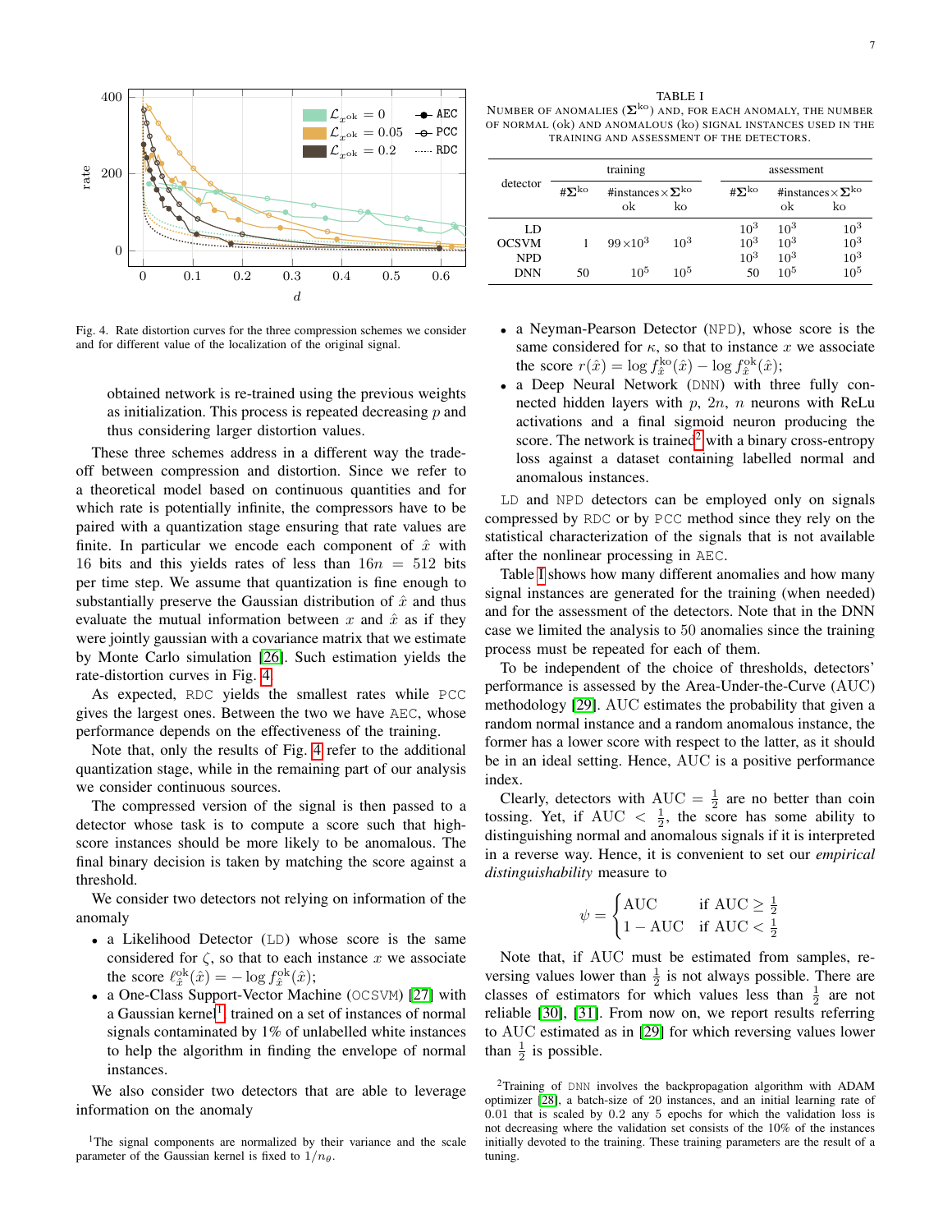Fig. 4. Rate distortion curves for the three compression schemes we consider and for different value of the localization of the original signal.

obtained network is re-trained using the previous weights as initialization. This process is repeated decreasing $p$ and thus considering larger distortion values.

These three schemes address in a different way the trade-off between compression and distortion. Since we refer to a theoretical model based on continuous quantities and for which rate is potentially infinite, the compressors have to be paired with a quantization stage ensuring that rate values are finite. In particular we encode each component of $\hat{x}$ with 16 bits and this yields rates of less than $16n = 512$ bits per time step. We assume that quantization is fine enough to substantially preserve the Gaussian distribution of $\hat{x}$ and thus evaluate the mutual information between $x$ and $\hat{x}$ as if they were jointly gaussian with a covariance matrix that we estimate by Monte Carlo simulation [26]. Such estimation yields the rate-distortion curves in Fig. 4.

As expected, RDC yields the smallest rates while PCC gives the largest ones. Between the two we have AEC, whose performance depends on the effectiveness of the training.

Note that, only the results of Fig. 4 refer to the additional quantization stage, while in the remaining part of our analysis we consider continuous sources.

The compressed version of the signal is then passed to a detector whose task is to compute a score such that high-score instances should be more likely to be anomalous. The final binary decision is taken by matching the score against a threshold.

We consider two detectors not relying on information of the anomaly

- a Likelihood Detector (LD) whose score is the same considered for $\zeta$, so that to each instance $x$ we associate the score $\ell_{\hat{x}}^{\text{ok}}(\hat{x}) = -\log f_{\hat{x}}^{\text{ok}}(\hat{x})$;
- a One-Class Support-Vector Machine (OCSVM) [27] with a Gaussian kernel[1], trained on a set of instances of normal signals contaminated by 1% of unlabelled white instances to help the algorithm in finding the envelope of normal instances.

We also consider two detectors that are able to leverage information on the anomaly

- a Neyman-Pearson Detector (NPD), whose score is the same considered for $\kappa$, so that to instance $x$ we associate the score $r(\hat{x}) = \log f_{\hat{x}}^{\text{ko}}(\hat{x}) - \log f_{\hat{x}}^{\text{ok}}(\hat{x})$;
- a Deep Neural Network (DNN) with three fully connected hidden layers with $p$, $2n$, $n$ neurons with ReLu activations and a final sigmoid neuron producing the score. The network is trained[2] with a binary cross-entropy loss against a dataset containing labelled normal and anomalous instances.

LD and NPD detectors can be employed only on signals compressed by RDC or by PCC method since they rely on the statistical characterization of the signals that is not available after the nonlinear processing in AEC.

TABLE I
NUMBER OF ANOMALIES ($\boldsymbol{\Sigma}^{\text{ko}}$) AND, FOR EACH ANOMALY, THE NUMBER OF NORMAL (ok) AND ANOMALOUS (ko) SIGNAL INSTANCES USED IN THE TRAINING AND ASSESSMENT OF THE DETECTORS.

| detector | training | | | assessment | | |
|---|---|---|---|---|---|---|
| | $\#\boldsymbol{\Sigma}^{\text{ko}}$ | #instances$\times\boldsymbol{\Sigma}^{\text{ko}}$ ok | ko | $\#\boldsymbol{\Sigma}^{\text{ko}}$ | #instances$\times\boldsymbol{\Sigma}^{\text{ko}}$ ok | ko |
| LD | | | | $10^3$ | $10^3$ | $10^3$ |
| OCSVM | 1 | $99\times10^3$ | $10^3$ | $10^3$ | $10^3$ | $10^3$ |
| NPD | | | | $10^3$ | $10^3$ | $10^3$ |
| DNN | 50 | $10^5$ | $10^5$ | 50 | $10^5$ | $10^5$ |

Table I shows how many different anomalies and how many signal instances are generated for the training (when needed) and for the assessment of the detectors. Note that in the DNN case we limited the analysis to 50 anomalies since the training process must be repeated for each of them.

To be independent of the choice of thresholds, detectors' performance is assessed by the Area-Under-the-Curve (AUC) methodology [29]. AUC estimates the probability that given a random normal instance and a random anomalous instance, the former has a lower score with respect to the latter, as it should be in an ideal setting. Hence, AUC is a positive performance index.

Clearly, detectors with AUC $= \frac{1}{2}$ are no better than coin tossing. Yet, if AUC $< \frac{1}{2}$, the score has some ability to distinguishing normal and anomalous signals if it is interpreted in a reverse way. Hence, it is convenient to set our *empirical distinguishability* measure to

$$\psi = \begin{cases} \text{AUC} & \text{if AUC} \geq \frac{1}{2} \\ 1 - \text{AUC} & \text{if AUC} < \frac{1}{2} \end{cases}$$

Note that, if AUC must be estimated from samples, reversing values lower than $\frac{1}{2}$ is not always possible. There are classes of estimators for which values less than $\frac{1}{2}$ are not reliable [30], [31]. From now on, we report results referring to AUC estimated as in [29] for which reversing values lower than $\frac{1}{2}$ is possible.

[1]The signal components are normalized by their variance and the scale parameter of the Gaussian kernel is fixed to $1/n_\theta$.

[2]Training of DNN involves the backpropagation algorithm with ADAM optimizer [28], a batch-size of 20 instances, and an initial learning rate of 0.01 that is scaled by 0.2 any 5 epochs for which the validation loss is not decreasing where the validation set consists of the 10% of the instances initially devoted to the training. These training parameters are the result of a tuning.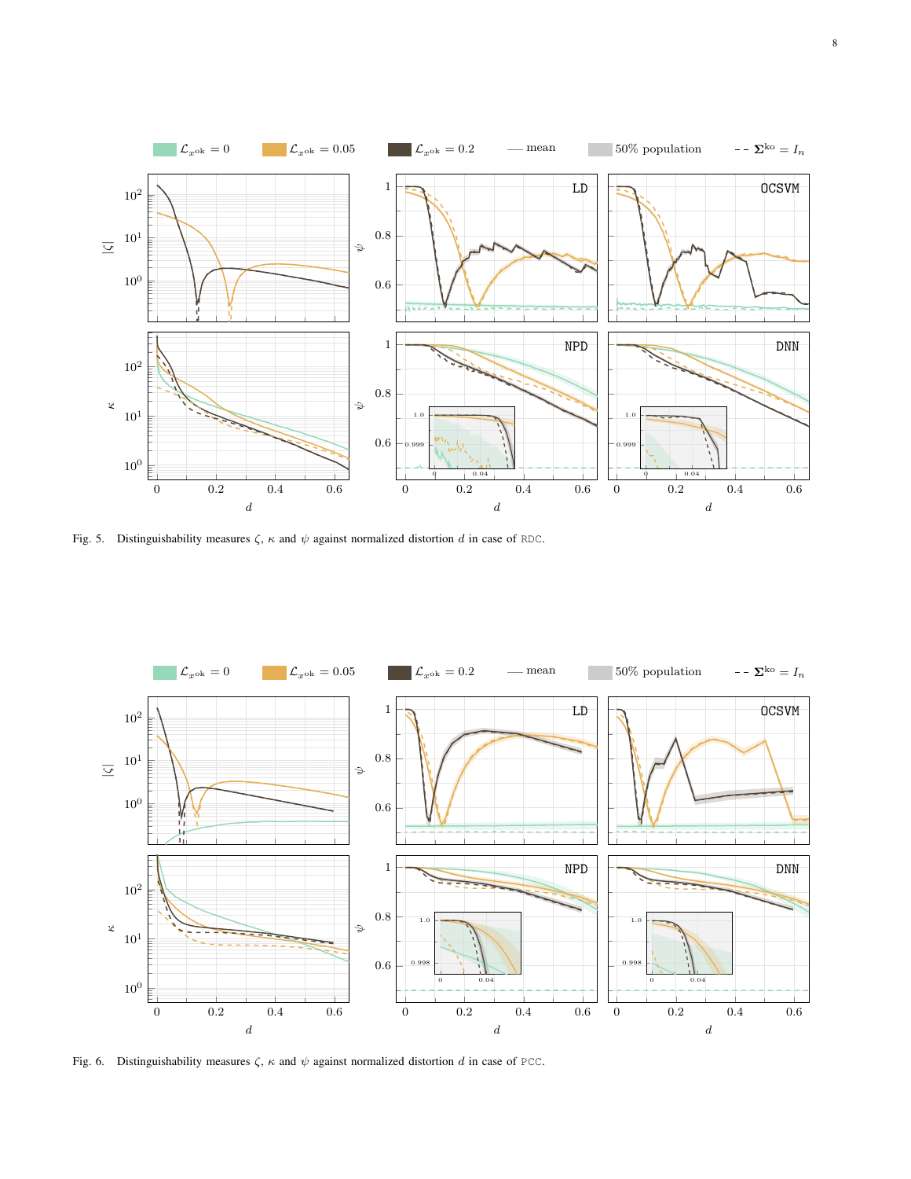Fig. 5. Distinguishability measures $\zeta$, $\kappa$ and $\psi$ against normalized distortion $d$ in case of RDC.

Fig. 6. Distinguishability measures $\zeta$, $\kappa$ and $\psi$ against normalized distortion $d$ in case of PCC.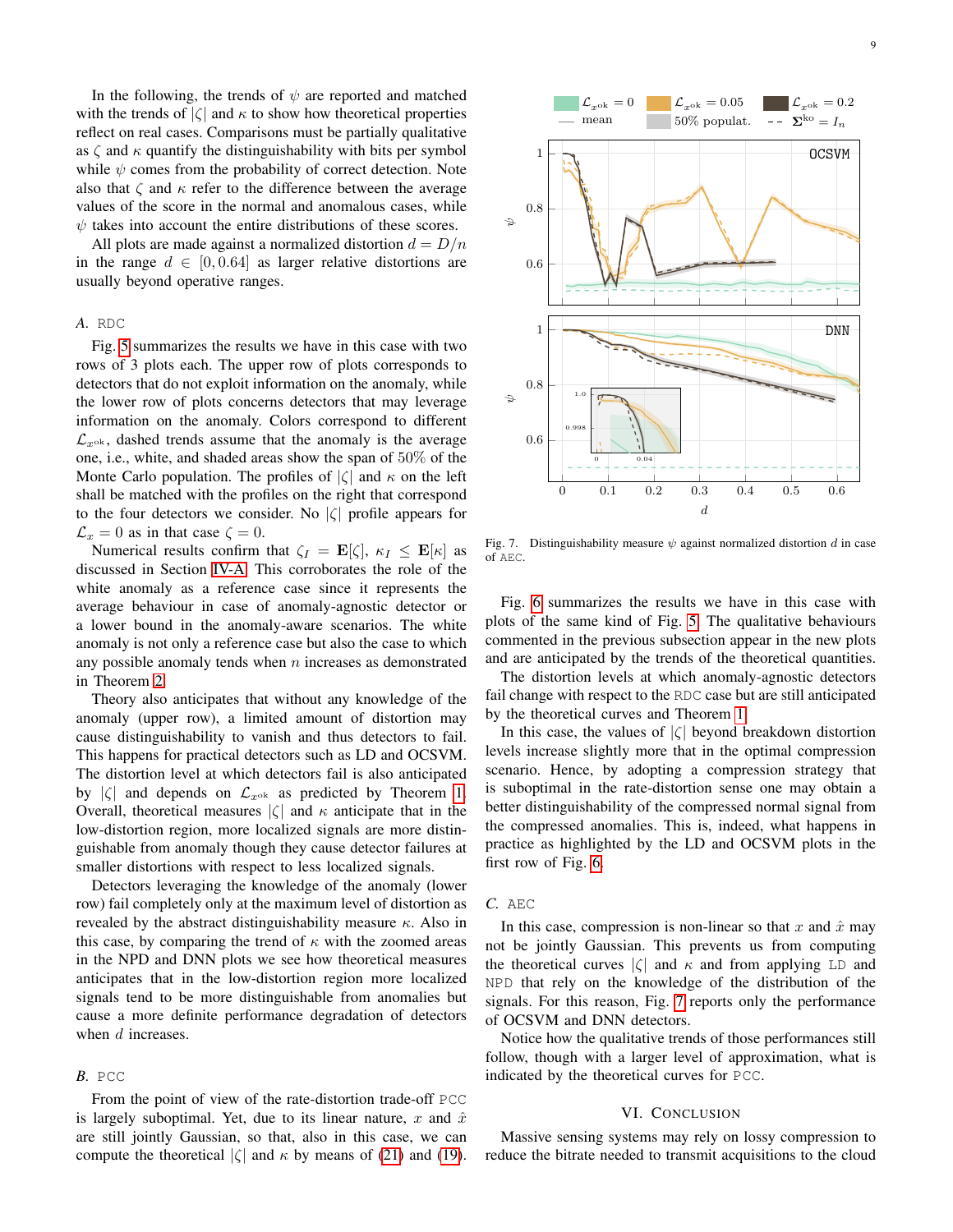In the following, the trends of $\psi$ are reported and matched with the trends of $|\zeta|$ and $\kappa$ to show how theoretical properties reflect on real cases. Comparisons must be partially qualitative as $\zeta$ and $\kappa$ quantify the distinguishability with bits per symbol while $\psi$ comes from the probability of correct detection. Note also that $\zeta$ and $\kappa$ refer to the difference between the average values of the score in the normal and anomalous cases, while $\psi$ takes into account the entire distributions of these scores.

All plots are made against a normalized distortion $d = D/n$ in the range $d \in [0, 0.64]$ as larger relative distortions are usually beyond operative ranges.

### A. RDC

Fig. 5 summarizes the results we have in this case with two rows of 3 plots each. The upper row of plots corresponds to detectors that do not exploit information on the anomaly, while the lower row of plots concerns detectors that may leverage information on the anomaly. Colors correspond to different $\mathcal{L}_{x^{\mathrm{ok}}}$, dashed trends assume that the anomaly is the average one, i.e., white, and shaded areas show the span of 50% of the Monte Carlo population. The profiles of $|\zeta|$ and $\kappa$ on the left shall be matched with the profiles on the right that correspond to the four detectors we consider. No $|\zeta|$ profile appears for $\mathcal{L}_x = 0$ as in that case $\zeta = 0$.

Numerical results confirm that $\zeta_I = \mathbf{E}[\zeta]$, $\kappa_I \leq \mathbf{E}[\kappa]$ as discussed in Section IV-A. This corroborates the role of the white anomaly as a reference case since it represents the average behaviour in case of anomaly-agnostic detector or a lower bound in the anomaly-aware scenarios. The white anomaly is not only a reference case but also the case to which any possible anomaly tends when $n$ increases as demonstrated in Theorem 2.

Theory also anticipates that without any knowledge of the anomaly (upper row), a limited amount of distortion may cause distinguishability to vanish and thus detectors to fail. This happens for practical detectors such as LD and OCSVM. The distortion level at which detectors fail is also anticipated by $|\zeta|$ and depends on $\mathcal{L}_{x^{\mathrm{ok}}}$ as predicted by Theorem 1. Overall, theoretical measures $|\zeta|$ and $\kappa$ anticipate that in the low-distortion region, more localized signals are more distinguishable from anomaly though they cause detector failures at smaller distortions with respect to less localized signals.

Detectors leveraging the knowledge of the anomaly (lower row) fail completely only at the maximum level of distortion as revealed by the abstract distinguishability measure $\kappa$. Also in this case, by comparing the trend of $\kappa$ with the zoomed areas in the NPD and DNN plots we see how theoretical measures anticipates that in the low-distortion region more localized signals tend to be more distinguishable from anomalies but cause a more definite performance degradation of detectors when $d$ increases.

### B. PCC

From the point of view of the rate-distortion trade-off PCC is largely suboptimal. Yet, due to its linear nature, $x$ and $\hat{x}$ are still jointly Gaussian, so that, also in this case, we can compute the theoretical $|\zeta|$ and $\kappa$ by means of (21) and (19).

Fig. 7. Distinguishability measure $\psi$ against normalized distortion $d$ in case of AEC.

Fig. 6 summarizes the results we have in this case with plots of the same kind of Fig. 5. The qualitative behaviours commented in the previous subsection appear in the new plots and are anticipated by the trends of the theoretical quantities.

The distortion levels at which anomaly-agnostic detectors fail change with respect to the RDC case but are still anticipated by the theoretical curves and Theorem 1.

In this case, the values of $|\zeta|$ beyond breakdown distortion levels increase slightly more that in the optimal compression scenario. Hence, by adopting a compression strategy that is suboptimal in the rate-distortion sense one may obtain a better distinguishability of the compressed normal signal from the compressed anomalies. This is, indeed, what happens in practice as highlighted by the LD and OCSVM plots in the first row of Fig. 6.

### C. AEC

In this case, compression is non-linear so that $x$ and $\hat{x}$ may not be jointly Gaussian. This prevents us from computing the theoretical curves $|\zeta|$ and $\kappa$ and from applying LD and NPD that rely on the knowledge of the distribution of the signals. For this reason, Fig. 7 reports only the performance of OCSVM and DNN detectors.

Notice how the qualitative trends of those performances still follow, though with a larger level of approximation, what is indicated by the theoretical curves for PCC.

## VI. Conclusion

Massive sensing systems may rely on lossy compression to reduce the bitrate needed to transmit acquisitions to the cloud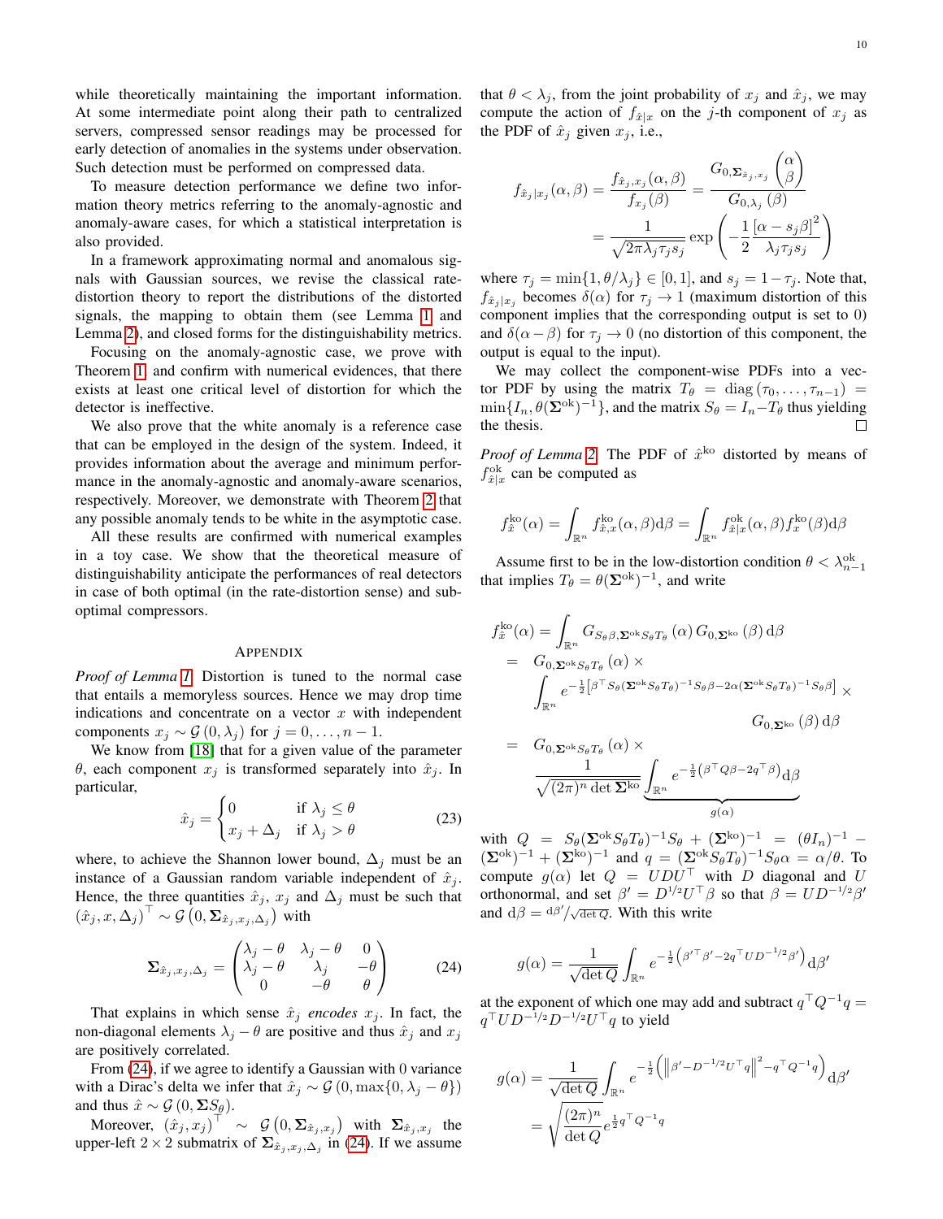while theoretically maintaining the important information. At some intermediate point along their path to centralized servers, compressed sensor readings may be processed for early detection of anomalies in the systems under observation. Such detection must be performed on compressed data.

To measure detection performance we define two information theory metrics referring to the anomaly-agnostic and anomaly-aware cases, for which a statistical interpretation is also provided.

In a framework approximating normal and anomalous signals with Gaussian sources, we revise the classical rate-distortion theory to report the distributions of the distorted signals, the mapping to obtain them (see Lemma 1 and Lemma 2), and closed forms for the distinguishability metrics.

Focusing on the anomaly-agnostic case, we prove with Theorem 1, and confirm with numerical evidences, that there exists at least one critical level of distortion for which the detector is ineffective.

We also prove that the white anomaly is a reference case that can be employed in the design of the system. Indeed, it provides information about the average and minimum performance in the anomaly-agnostic and anomaly-aware scenarios, respectively. Moreover, we demonstrate with Theorem 2 that any possible anomaly tends to be white in the asymptotic case.

All these results are confirmed with numerical examples in a toy case. We show that the theoretical measure of distinguishability anticipate the performances of real detectors in case of both optimal (in the rate-distortion sense) and sub-optimal compressors.

## Appendix

*Proof of Lemma 1.* Distortion is tuned to the normal case that entails a memoryless sources. Hence we may drop time indications and concentrate on a vector $x$ with independent components $x_j \sim \mathcal{G}(0, \lambda_j)$ for $j = 0, \ldots, n-1$.

We know from [18] that for a given value of the parameter $\theta$, each component $x_j$ is transformed separately into $\hat{x}_j$. In particular,

$$\hat{x}_j = \begin{cases} 0 & \text{if } \lambda_j \leq \theta \\ x_j + \Delta_j & \text{if } \lambda_j > \theta \end{cases} \tag{23}$$

where, to achieve the Shannon lower bound, $\Delta_j$ must be an instance of a Gaussian random variable independent of $\hat{x}_j$. Hence, the three quantities $\hat{x}_j$, $x_j$ and $\Delta_j$ must be such that $(\hat{x}_j, x, \Delta_j)^\top \sim \mathcal{G}\left(0, \mathbf{\Sigma}_{\hat{x}_j, x_j, \Delta_j}\right)$ with

$$\mathbf{\Sigma}_{\hat{x}_j, x_j, \Delta_j} = \begin{pmatrix} \lambda_j - \theta & \lambda_j - \theta & 0 \\ \lambda_j - \theta & \lambda_j & -\theta \\ 0 & -\theta & \theta \end{pmatrix} \tag{24}$$

That explains in which sense $\hat{x}_j$ *encodes* $x_j$. In fact, the non-diagonal elements $\lambda_j - \theta$ are positive and thus $\hat{x}_j$ and $x_j$ are positively correlated.

From (24), if we agree to identify a Gaussian with 0 variance with a Dirac's delta we infer that $\hat{x}_j \sim \mathcal{G}(0, \max\{0, \lambda_j - \theta\})$ and thus $\hat{x} \sim \mathcal{G}(0, \mathbf{\Sigma} S_\theta)$.

Moreover, $(\hat{x}_j, x_j)^\top \sim \mathcal{G}\left(0, \mathbf{\Sigma}_{\hat{x}_j, x_j}\right)$ with $\mathbf{\Sigma}_{\hat{x}_j, x_j}$ the upper-left $2 \times 2$ submatrix of $\mathbf{\Sigma}_{\hat{x}_j, x_j, \Delta_j}$ in (24). If we assume that $\theta < \lambda_j$, from the joint probability of $x_j$ and $\hat{x}_j$, we may compute the action of $f_{\hat{x}|x}$ on the $j$-th component of $x_j$ as the PDF of $\hat{x}_j$ given $x_j$, i.e.,

$$f_{\hat{x}_j|x_j}(\alpha, \beta) = \frac{f_{\hat{x}_j, x_j}(\alpha, \beta)}{f_{x_j}(\beta)} = \frac{G_{0, \mathbf{\Sigma}_{\hat{x}_j, x_j}} \begin{pmatrix} \alpha \\ \beta \end{pmatrix}}{G_{0, \lambda_j}(\beta)}$$
$$= \frac{1}{\sqrt{2\pi \lambda_j \tau_j s_j}} \exp\left(-\frac{1}{2} \frac{[\alpha - s_j \beta]^2}{\lambda_j \tau_j s_j}\right)$$

where $\tau_j = \min\{1, \theta/\lambda_j\} \in [0, 1]$, and $s_j = 1 - \tau_j$. Note that, $f_{\hat{x}_j|x_j}$ becomes $\delta(\alpha)$ for $\tau_j \to 1$ (maximum distortion of this component implies that the corresponding output is set to 0) and $\delta(\alpha - \beta)$ for $\tau_j \to 0$ (no distortion of this component, the output is equal to the input).

We may collect the component-wise PDFs into a vector PDF by using the matrix $T_\theta = \operatorname{diag}(\tau_0, \ldots, \tau_{n-1}) = \min\{I_n, \theta(\mathbf{\Sigma}^{\text{ok}})^{-1}\}$, and the matrix $S_\theta = I_n - T_\theta$ thus yielding the thesis. ∎

*Proof of Lemma 2.* The PDF of $\hat{x}^{\text{ko}}$ distorted by means of $f^{\text{ok}}_{\hat{x}|x}$ can be computed as

$$f^{\text{ko}}_{\hat{x}}(\alpha) = \int_{\mathbb{R}^n} f^{\text{ko}}_{\hat{x},x}(\alpha, \beta) \mathrm{d}\beta = \int_{\mathbb{R}^n} f^{\text{ok}}_{\hat{x}|x}(\alpha, \beta) f^{\text{ko}}_x(\beta) \mathrm{d}\beta$$

Assume first to be in the low-distortion condition $\theta < \lambda^{\text{ok}}_{n-1}$ that implies $T_\theta = \theta(\mathbf{\Sigma}^{\text{ok}})^{-1}$, and write

$$\begin{aligned}
f^{\text{ko}}_{\hat{x}}(\alpha) &= \int_{\mathbb{R}^n} G_{S_\theta \beta, \mathbf{\Sigma}^{\text{ok}} S_\theta T_\theta}(\alpha) \, G_{0, \mathbf{\Sigma}^{\text{ko}}}(\beta) \, \mathrm{d}\beta \\
&= G_{0, \mathbf{\Sigma}^{\text{ok}} S_\theta T_\theta}(\alpha) \times \\
&\quad \int_{\mathbb{R}^n} e^{-\frac{1}{2}\left[\beta^\top S_\theta (\mathbf{\Sigma}^{\text{ok}} S_\theta T_\theta)^{-1} S_\theta \beta - 2\alpha (\mathbf{\Sigma}^{\text{ok}} S_\theta T_\theta)^{-1} S_\theta \beta\right]} \times \\
&\quad\quad G_{0, \mathbf{\Sigma}^{\text{ko}}}(\beta) \, \mathrm{d}\beta \\
&= G_{0, \mathbf{\Sigma}^{\text{ok}} S_\theta T_\theta}(\alpha) \times \\
&\quad \frac{1}{\sqrt{(2\pi)^n \det \mathbf{\Sigma}^{\text{ko}}}} \underbrace{\int_{\mathbb{R}^n} e^{-\frac{1}{2}\left(\beta^\top Q \beta - 2q^\top \beta\right)} \mathrm{d}\beta}_{g(\alpha)}
\end{aligned}$$

with $Q = S_\theta (\mathbf{\Sigma}^{\text{ok}} S_\theta T_\theta)^{-1} S_\theta + (\mathbf{\Sigma}^{\text{ko}})^{-1} = (\theta I_n)^{-1} - (\mathbf{\Sigma}^{\text{ok}})^{-1} + (\mathbf{\Sigma}^{\text{ko}})^{-1}$ and $q = (\mathbf{\Sigma}^{\text{ok}} S_\theta T_\theta)^{-1} S_\theta \alpha = \alpha/\theta$. To compute $g(\alpha)$ let $Q = UDU^\top$ with $D$ diagonal and $U$ orthonormal, and set $\beta' = D^{1/2} U^\top \beta$ so that $\beta = UD^{-1/2}\beta'$ and $\mathrm{d}\beta = {}^{\mathrm{d}\beta'}/\sqrt{\det Q}$. With this write

$$g(\alpha) = \frac{1}{\sqrt{\det Q}} \int_{\mathbb{R}^n} e^{-\frac{1}{2}\left(\beta'^\top \beta' - 2q^\top UD^{-1/2}\beta'\right)} \mathrm{d}\beta'$$

at the exponent of which one may add and subtract $q^\top Q^{-1} q = q^\top UD^{-1/2} D^{-1/2} U^\top q$ to yield

$$\begin{aligned}
g(\alpha) &= \frac{1}{\sqrt{\det Q}} \int_{\mathbb{R}^n} e^{-\frac{1}{2}\left(\left\|\beta' - D^{-1/2}U^\top q\right\|^2 - q^\top Q^{-1} q\right)} \mathrm{d}\beta' \\
&= \sqrt{\frac{(2\pi)^n}{\det Q}} e^{\frac{1}{2} q^\top Q^{-1} q}
\end{aligned}$$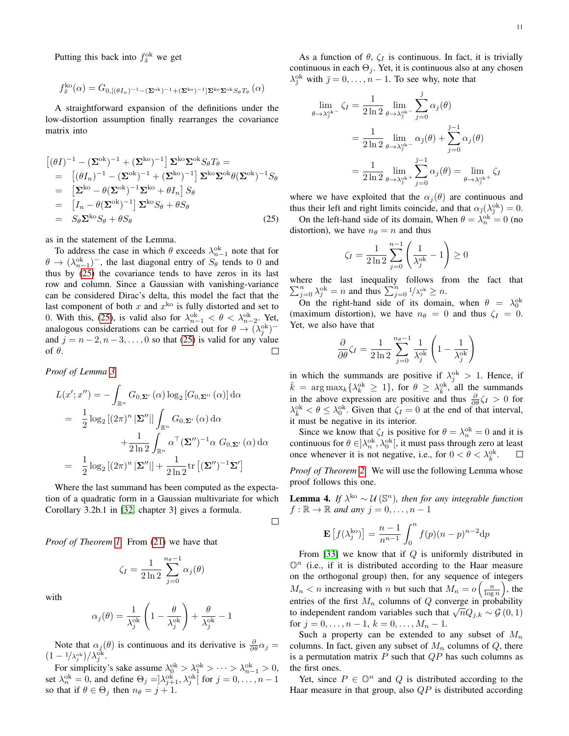Putting this back into $f_{\hat{x}}^{\text{ok}}$ we get

$$f_{\hat{x}}^{\text{ko}}(\alpha) = G_{0,[(\theta I_n)^{-1}-(\mathbf{\Sigma}^{\text{ok}})^{-1}+(\mathbf{\Sigma}^{\text{ko}})^{-1}]\mathbf{\Sigma}^{\text{ko}}\mathbf{\Sigma}^{\text{ok}}S_\theta T_\theta}(\alpha)$$

A straightforward expansion of the definitions under the low-distortion assumption finally rearranges the covariance matrix into

$$\begin{aligned}
&\left[(\theta I)^{-1} - (\mathbf{\Sigma}^{\text{ok}})^{-1} + (\mathbf{\Sigma}^{\text{ko}})^{-1}\right] \mathbf{\Sigma}^{\text{ko}}\mathbf{\Sigma}^{\text{ok}} S_\theta T_\theta = \\
&= \left[(\theta I_n)^{-1} - (\mathbf{\Sigma}^{\text{ok}})^{-1} + (\mathbf{\Sigma}^{\text{ko}})^{-1}\right] \mathbf{\Sigma}^{\text{ko}}\mathbf{\Sigma}^{\text{ok}}\theta(\mathbf{\Sigma}^{\text{ok}})^{-1} S_\theta \\
&= \left[\mathbf{\Sigma}^{\text{ko}} - \theta(\mathbf{\Sigma}^{\text{ok}})^{-1}\mathbf{\Sigma}^{\text{ko}} + \theta I_n\right] S_\theta \\
&= \left[I_n - \theta(\mathbf{\Sigma}^{\text{ok}})^{-1}\right] \mathbf{\Sigma}^{\text{ko}} S_\theta + \theta S_\theta \\
&= S_\theta \mathbf{\Sigma}^{\text{ko}} S_\theta + \theta S_\theta
\end{aligned} \tag{25}$$

as in the statement of the Lemma.

To address the case in which $\theta$ exceeds $\lambda_{n-1}^{\text{ok}}$ note that for $\theta \to (\lambda_{n-1}^{\text{ok}})^-$, the last diagonal entry of $S_\theta$ tends to 0 and thus by (25) the covariance tends to have zeros in its last row and column. Since a Gaussian with vanishing-variance can be considered Dirac's delta, this model the fact that the last component of both $x$ and $x^{\text{ko}}$ is fully distorted and set to 0. With this, (25), is valid also for $\lambda_{n-1}^{\text{ok}} < \theta < \lambda_{n-2}^{\text{ok}}$. Yet, analogous considerations can be carried out for $\theta \to (\lambda_j^{\text{ok}})^-$ and $j = n-2, n-3, \ldots, 0$ so that (25) is valid for any value of $\theta$. □

*Proof of Lemma 3.*

$$\begin{aligned}
L(x'; x'') &= -\int_{\mathbb{R}^n} G_{0,\mathbf{\Sigma}'}(\alpha) \log_2 \left[G_{0,\mathbf{\Sigma}''}(\alpha)\right] \mathrm{d}\alpha \\
&= \frac{1}{2}\log_2\left[(2\pi)^n |\mathbf{\Sigma}''|\right] \int_{\mathbb{R}^n} G_{0,\mathbf{\Sigma}'}(\alpha)\, \mathrm{d}\alpha \\
&\quad + \frac{1}{2\ln 2}\int_{\mathbb{R}^n} \alpha^\top (\mathbf{\Sigma}'')^{-1}\alpha \; G_{0,\mathbf{\Sigma}'}(\alpha)\, \mathrm{d}\alpha \\
&= \frac{1}{2}\log_2\left[(2\pi)^n |\mathbf{\Sigma}''|\right] + \frac{1}{2\ln 2}\mathrm{tr}\left[(\mathbf{\Sigma}'')^{-1}\mathbf{\Sigma}'\right]
\end{aligned}$$

Where the last summand has been computed as the expectation of a quadratic form in a Gaussian multivariate for which Corollary 3.2b.1 in [32, chapter 3] gives a formula.

□

*Proof of Theorem 1.* From (21) we have that

$$\zeta_I = \frac{1}{2\ln 2}\sum_{j=0}^{n_\theta - 1} \alpha_j(\theta)$$

with

$$\alpha_j(\theta) = \frac{1}{\lambda_j^{\text{ok}}}\left(1 - \frac{\theta}{\lambda_j^{\text{ok}}}\right) + \frac{\theta}{\lambda_j^{\text{ok}}} - 1$$

Note that $\alpha_j(\theta)$ is continuous and its derivative is $\frac{\partial}{\partial\theta}\alpha_j = (1 - 1/\lambda_j^{\text{ok}})/\lambda_j^{\text{ok}}$.

For simplicity's sake assume $\lambda_0^{\text{ok}} > \lambda_1^{\text{ok}} > \cdots > \lambda_{n-1}^{\text{ok}} > 0$, set $\lambda_n^{\text{ok}} = 0$, and define $\Theta_j = ]\lambda_{j+1}^{\text{ok}}, \lambda_j^{\text{ok}}[$ for $j = 0, \ldots, n-1$ so that if $\theta \in \Theta_j$ then $n_\theta = j+1$.

As a function of $\theta$, $\zeta_I$ is continuous. In fact, it is trivially continuous in each $\Theta_j$. Yet, it is continuous also at any chosen $\lambda_{\bar{j}}^{\text{ok}}$ with $\bar{j} = 0, \ldots, n-1$. To see why, note that

$$\begin{aligned}
\lim_{\theta \to \lambda_{\bar{j}}^{\text{ok}-}} \zeta_I &= \frac{1}{2\ln 2}\lim_{\theta \to \lambda_{\bar{j}}^{\text{ok}-}} \sum_{j=0}^{\bar{j}} \alpha_j(\theta) \\
&= \frac{1}{2\ln 2}\lim_{\theta \to \lambda_{\bar{j}}^{\text{ok}-}} \alpha_{\bar{j}}(\theta) + \sum_{j=0}^{\bar{j}-1}\alpha_j(\theta) \\
&= \frac{1}{2\ln 2}\lim_{\theta \to \lambda_{\bar{j}}^{\text{ok}+}} \sum_{j=0}^{\bar{j}-1}\alpha_j(\theta) = \lim_{\theta \to \lambda_{\bar{j}}^{\text{ok}+}} \zeta_I
\end{aligned}$$

where we have exploited that the $\alpha_j(\theta)$ are continuous and thus their left and right limits coincide, and that $\alpha_{\bar{j}}(\lambda_{\bar{j}}^{\text{ok}}) = 0$.

On the left-hand side of its domain, When $\theta = \lambda_n^{\text{ok}} = 0$ (no distortion), we have $n_\theta = n$ and thus

$$\zeta_I = \frac{1}{2\ln 2}\sum_{j=0}^{n-1}\left(\frac{1}{\lambda_j^{\text{ok}}} - 1\right) \geq 0$$

where the last inequality follows from the fact that $\sum_{j=0}^{n} \lambda_j^{\text{ok}} = n$ and thus $\sum_{j=0}^{n} 1/\lambda_j^{\text{ok}} \geq n$.

On the right-hand side of its domain, when $\theta = \lambda_0^{\text{ok}}$ (maximum distortion), we have $n_\theta = 0$ and thus $\zeta_I = 0$. Yet, we also have that

$$\frac{\partial}{\partial\theta}\zeta_I = \frac{1}{2\ln 2}\sum_{j=0}^{n_\theta - 1}\frac{1}{\lambda_j^{\text{ok}}}\left(1 - \frac{1}{\lambda_j^{\text{ok}}}\right)$$

in which the summands are positive if $\lambda_j^{\text{ok}} > 1$. Hence, if $\bar{k} = \arg\max_k\{\lambda_k^{\text{ok}} \geq 1\}$, for $\theta \geq \lambda_{\bar{k}}^{\text{ok}}$, all the summands in the above expression are positive and thus $\frac{\partial}{\partial\theta}\zeta_I > 0$ for $\lambda_{\bar{k}}^{\text{ok}} < \theta \leq \lambda_0^{\text{ok}}$. Given that $\zeta_I = 0$ at the end of that interval, it must be negative in its interior.

Since we know that $\zeta_I$ is positive for $\theta = \lambda_n^{\text{ok}} = 0$ and it is continuous for $\theta \in ]\lambda_n^{\text{ok}}, \lambda_0^{\text{ok}}[$, it must pass through zero at least once whenever it is not negative, i.e., for $0 < \theta < \lambda_{\bar{k}}^{\text{ok}}$. □

*Proof of Theorem 2.* We will use the following Lemma whose proof follows this one.

**Lemma 4.** *If $\lambda^{\text{ko}} \sim \mathcal{U}(\mathbb{S}^n)$, then for any integrable function $f : \mathbb{R} \to \mathbb{R}$ and any $j = 0, \ldots, n-1$*

$$\mathbf{E}\left[f(\lambda_j^{\text{ko}})\right] = \frac{n-1}{n^{n-1}}\int_0^n f(p)(n-p)^{n-2}\mathrm{d}p$$

From [33] we know that if $Q$ is uniformly distributed in $\mathbb{O}^n$ (i.e., if it is distributed according to the Haar measure on the orthogonal group) then, for any sequence of integers $M_n < n$ increasing with $n$ but such that $M_n = o\left(\frac{n}{\log n}\right)$, the entries of the first $M_n$ columns of $Q$ converge in probability to independent random variables such that $\sqrt{n}Q_{j,k} \sim \mathcal{G}(0,1)$ for $j = 0, \ldots, n-1$, $k = 0, \ldots, M_n - 1$.

Such a property can be extended to any subset of $M_n$ columns. In fact, given any subset of $M_n$ columns of $Q$, there is a permutation matrix $P$ such that $QP$ has such columns as the first ones.

Yet, since $P \in \mathbb{O}^n$ and $Q$ is distributed according to the Haar measure in that group, also $QP$ is distributed according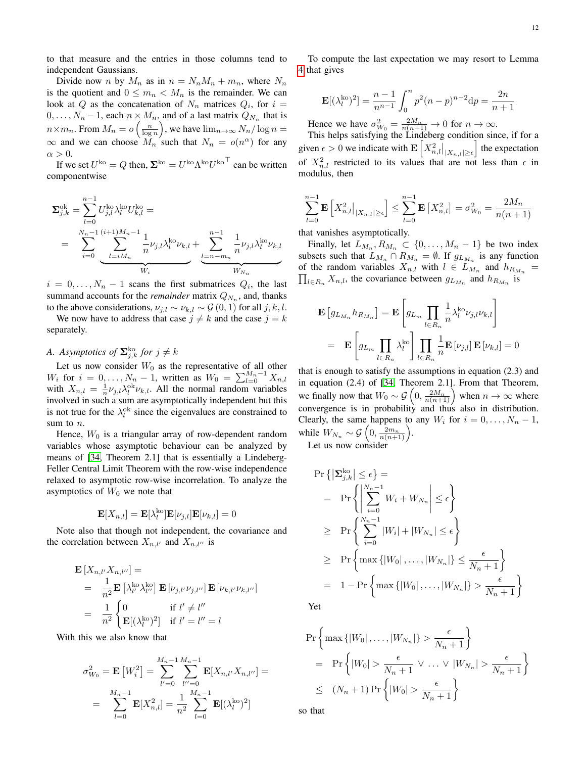to that measure and the entries in those columns tend to independent Gaussians.

Divide now $n$ by $M_n$ as in $n = N_n M_n + m_n$, where $N_n$ is the quotient and $0 \le m_n < M_n$ is the remainder. We can look at $Q$ as the concatenation of $N_n$ matrices $Q_i$, for $i = 0, \ldots, N_n - 1$, each $n \times M_n$, and of a last matrix $Q_{N_n}$ that is $n \times m_n$. From $M_n = o\left(\frac{n}{\log n}\right)$, we have $\lim_{n\to\infty} N_n / \log n = \infty$ and we can choose $M_n$ such that $N_n = o(n^\alpha)$ for any $\alpha > 0$.

If we set $U^{\text{ko}} = Q$ then, $\mathbf{\Sigma}^{\text{ko}} = U^{\text{ko}} \Lambda^{\text{ko}} {U^{\text{ko}}}^\top$ can be written componentwise

$$
\begin{aligned}
\mathbf{\Sigma}^{\text{ok}}_{j,k} &= \sum_{l=0}^{n-1} U^{\text{ko}}_{j,l} \lambda^{\text{ko}}_l U^{\text{ko}}_{k,l} = \\
&= \sum_{i=0}^{N_n-1} \underbrace{\sum_{l=iM_n}^{(i+1)M_n-1} \frac{1}{n} \nu_{j,l} \lambda^{\text{ko}}_l \nu_{k,l}}_{W_i} + \underbrace{\sum_{l=n-m_n}^{n-1} \frac{1}{n} \nu_{j,l} \lambda^{\text{ko}}_l \nu_{k,l}}_{W_{N_n}}
\end{aligned}
$$

$i = 0, \ldots, N_n - 1$ scans the first submatrices $Q_i$, the last summand accounts for the *remainder* matrix $Q_{N_n}$, and, thanks to the above considerations, $\nu_{j,l} \sim \nu_{k,l} \sim \mathcal{G}(0,1)$ for all $j, k, l$.

We now have to address that case $j \neq k$ and the case $j = k$ separately.

### A. Asymptotics of $\mathbf{\Sigma}^{\text{ko}}_{j,k}$ for $j \neq k$

Let us now consider $W_0$ as the representative of all other $W_i$ for $i = 0, \ldots, N_n - 1$, written as $W_0 = \sum_{l=0}^{M_n-1} X_{n,l}$ with $X_{n,l} = \frac{1}{n} \nu_{j,l} \lambda^{\text{ok}}_l \nu_{k,l}$. All the normal random variables involved in such a sum are asymptotically independent but this is not true for the $\lambda^{\text{ok}}_l$ since the eigenvalues are constrained to sum to $n$.

Hence, $W_0$ is a triangular array of row-dependent random variables whose asymptotic behaviour can be analyzed by means of [34, Theorem 2.1] that is essentially a Lindeberg-Feller Central Limit Theorem with the row-wise independence relaxed to asymptotic row-wise incorrelation. To analyze the asymptotics of $W_0$ we note that

$$
\mathbf{E}[X_{n,l}] = \mathbf{E}[\lambda^{\text{ko}}_l] \mathbf{E}[\nu_{j,l}] \mathbf{E}[\nu_{k,l}] = 0
$$

Note also that though not independent, the covariance and the correlation between $X_{n,l'}$ and $X_{n,l''}$ is

$$
\begin{aligned}
&\mathbf{E}\left[X_{n,l'} X_{n,l''}\right] = \\
&= \frac{1}{n^2} \mathbf{E}\left[\lambda^{\text{ko}}_{l'} \lambda^{\text{ko}}_{l''}\right] \mathbf{E}\left[\nu_{j,l'} \nu_{j,l''}\right] \mathbf{E}\left[\nu_{k,l'} \nu_{k,l''}\right] \\
&= \frac{1}{n^2} \begin{cases} 0 & \text{if } l' \neq l'' \\ \mathbf{E}[(\lambda^{\text{ko}}_l)^2] & \text{if } l' = l'' = l \end{cases}
\end{aligned}
$$

With this we also know that

$$
\begin{aligned}
\sigma^2_{W_0} &= \mathbf{E}\left[W_i^2\right] = \sum_{l'=0}^{M_n-1} \sum_{l''=0}^{M_n-1} \mathbf{E}[X_{n,l'} X_{n,l''}] = \\
&= \sum_{l=0}^{M_n-1} \mathbf{E}[X^2_{n,l}] = \frac{1}{n^2} \sum_{l=0}^{M_n-1} \mathbf{E}[(\lambda^{\text{ko}}_l)^2]
\end{aligned}
$$

To compute the last expectation we may resort to Lemma 4 that gives

$$
\mathbf{E}[(\lambda^{\text{ko}}_l)^2] = \frac{n-1}{n^{n-1}} \int_0^n p^2 (n-p)^{n-2} \mathrm{d}p = \frac{2n}{n+1}
$$

Hence we have $\sigma^2_{W_0} = \frac{2M_n}{n(n+1)} \to 0$ for $n \to \infty$.

This helps satisfying the Lindeberg condition since, if for a given $\epsilon > 0$ we indicate with $\mathbf{E}\left[X^2_{n,l}\big|_{|X_{n,l}| \ge \epsilon}\right]$ the expectation of $X^2_{n,l}$ restricted to its values that are not less than $\epsilon$ in modulus, then

$$
\sum_{l=0}^{n-1} \mathbf{E}\left[X^2_{n,l}\big|_{|X_{n,l}| \ge \epsilon}\right] \le \sum_{l=0}^{n-1} \mathbf{E}\left[X^2_{n,l}\right] = \sigma^2_{W_0} = \frac{2M_n}{n(n+1)}
$$

that vanishes asymptotically.

Finally, let $L_{M_n}, R_{M_n} \subset \{0, \ldots, M_n - 1\}$ be two index subsets such that $L_{M_n} \cap R_{M_n} = \emptyset$. If $g_{L_{M_n}}$ is any function of the random variables $X_{n,l}$ with $l \in L_{M_n}$ and $h_{R_{M_n}} = \prod_{l \in R_n} X_{n,l}$, the covariance between $g_{L_{M_n}}$ and $h_{R_{M_n}}$ is

$$
\begin{aligned}
\mathbf{E}\left[g_{L_{M_n}} h_{R_{M_n}}\right] &= \mathbf{E}\left[g_{L_m} \prod_{l \in R_n} \frac{1}{n} \lambda^{\text{ko}}_l \nu_{j,l} \nu_{k,l}\right] \\
&= \mathbf{E}\left[g_{L_m} \prod_{l \in R_n} \lambda^{\text{ko}}_l\right] \prod_{l \in R_n} \frac{1}{n} \mathbf{E}\left[\nu_{j,l}\right] \mathbf{E}\left[\nu_{k,l}\right] = 0
\end{aligned}
$$

that is enough to satisfy the assumptions in equation (2.3) and in equation (2.4) of [34, Theorem 2.1]. From that Theorem, we finally now that $W_0 \sim \mathcal{G}\left(0, \frac{2M_n}{n(n+1)}\right)$ when $n \to \infty$ where convergence is in probability and thus also in distribution. Clearly, the same happens to any $W_i$ for $i = 0, \ldots, N_n - 1$, while $W_{N_n} \sim \mathcal{G}\left(0, \frac{2m_n}{n(n+1)}\right)$.

Let us now consider

$$
\begin{aligned}
&\Pr\left\{\left|\mathbf{\Sigma}^{\text{ko}}_{j,k}\right| \le \epsilon\right\} = \\
&= \Pr\left\{\left|\sum_{i=0}^{N_n-1} W_i + W_{N_n}\right| \le \epsilon\right\} \\
&\ge \Pr\left\{\sum_{i=0}^{N_n-1} |W_i| + |W_{N_n}| \le \epsilon\right\} \\
&\ge \Pr\left\{\max\left\{|W_0|, \ldots, |W_{N_n}|\right\} \le \frac{\epsilon}{N_n+1}\right\} \\
&= 1 - \Pr\left\{\max\left\{|W_0|, \ldots, |W_{N_n}|\right\} > \frac{\epsilon}{N_n+1}\right\}
\end{aligned}
$$

Yet

$$
\begin{aligned}
&\Pr\left\{\max\left\{|W_0|, \ldots, |W_{N_n}|\right\} > \frac{\epsilon}{N_n+1}\right\} \\
&= \Pr\left\{|W_0| > \frac{\epsilon}{N_n+1} \vee \ldots \vee |W_{N_n}| > \frac{\epsilon}{N_n+1}\right\} \\
&\le (N_n+1) \Pr\left\{|W_0| > \frac{\epsilon}{N_n+1}\right\}
\end{aligned}
$$

so that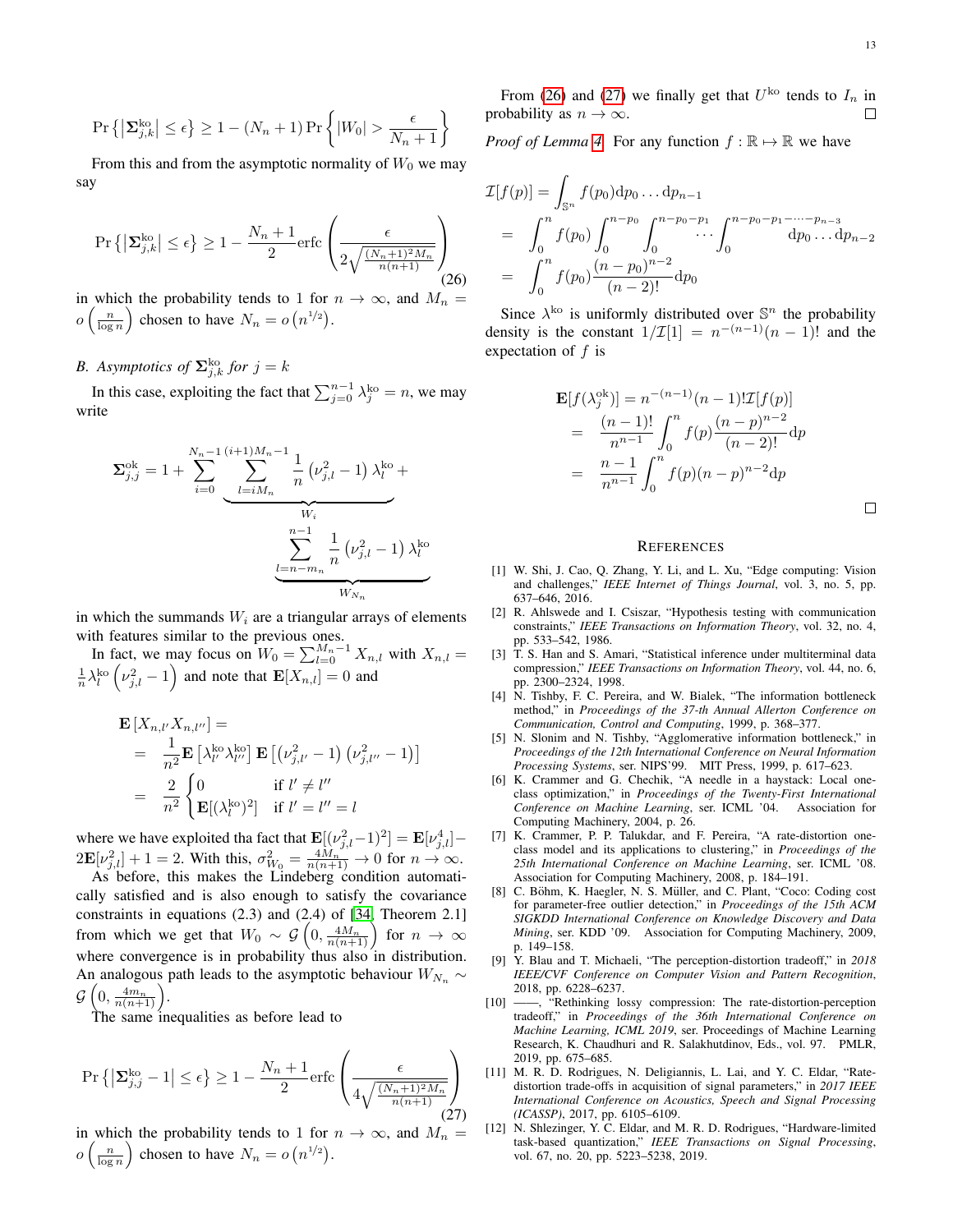$$
\Pr\left\{\left|\boldsymbol{\Sigma}^{\mathrm{ko}}_{j,k}\right| \leq \epsilon\right\} \geq 1-(N_n+1)\Pr\left\{|W_0| > \frac{\epsilon}{N_n+1}\right\}
$$

From this and from the asymptotic normality of $W_0$ we may say

$$
\Pr\left\{\left|\boldsymbol{\Sigma}^{\mathrm{ko}}_{j,k}\right| \leq \epsilon\right\} \geq 1-\frac{N_n+1}{2}\mathrm{erfc}\left(\frac{\epsilon}{2\sqrt{\frac{(N_n+1)^2 M_n}{n(n+1)}}}\right) \tag{26}
$$

in which the probability tends to 1 for $n \to \infty$, and $M_n = o\left(\frac{n}{\log n}\right)$ chosen to have $N_n = o\left(n^{1/2}\right)$.

### B. Asymptotics of $\boldsymbol{\Sigma}^{\mathrm{ko}}_{j,k}$ for $j = k$

In this case, exploiting the fact that $\sum_{j=0}^{n-1}\lambda^{\mathrm{ko}}_j = n$, we may write

$$
\boldsymbol{\Sigma}^{\mathrm{ok}}_{j,j} = 1 + \sum_{i=0}^{N_n-1}\underbrace{\sum_{l=iM_n}^{(i+1)M_n-1}\frac{1}{n}\left(\nu_{j,l}^2-1\right)\lambda^{\mathrm{ko}}_l}_{W_i} + \underbrace{\sum_{l=n-m_n}^{n-1}\frac{1}{n}\left(\nu_{j,l}^2-1\right)\lambda^{\mathrm{ko}}_l}_{W_{N_n}}
$$

in which the summands $W_i$ are a triangular arrays of elements with features similar to the previous ones.

In fact, we may focus on $W_0 = \sum_{l=0}^{M_n-1} X_{n,l}$ with $X_{n,l} = \frac{1}{n}\lambda^{\mathrm{ko}}_l\left(\nu_{j,l}^2-1\right)$ and note that $\mathbf{E}[X_{n,l}] = 0$ and

$$
\begin{aligned}
&\mathbf{E}\left[X_{n,l'}X_{n,l''}\right] = \\
&= \frac{1}{n^2}\mathbf{E}\left[\lambda^{\mathrm{ko}}_{l'}\lambda^{\mathrm{ko}}_{l''}\right]\mathbf{E}\left[\left(\nu_{j,l'}^2-1\right)\left(\nu_{j,l''}^2-1\right)\right] \\
&= \frac{2}{n^2}\begin{cases} 0 & \text{if } l' \neq l'' \\ \mathbf{E}[(\lambda^{\mathrm{ko}}_l)^2] & \text{if } l' = l'' = l \end{cases}
\end{aligned}
$$

where we have exploited tha fact that $\mathbf{E}[(\nu_{j,l}^2-1)^2] = \mathbf{E}[\nu_{j,l}^4] - 2\mathbf{E}[\nu_{j,l}^2]+1 = 2$. With this, $\sigma^2_{W_0} = \frac{4M_n}{n(n+1)} \to 0$ for $n \to \infty$.

As before, this makes the Lindeberg condition automatically satisfied and is also enough to satisfy the covariance constraints in equations (2.3) and (2.4) of [34, Theorem 2.1] from which we get that $W_0 \sim \mathcal{G}\left(0, \frac{4M_n}{n(n+1)}\right)$ for $n \to \infty$ where convergence is in probability thus also in distribution. An analogous path leads to the asymptotic behaviour $W_{N_n} \sim \mathcal{G}\left(0, \frac{4m_n}{n(n+1)}\right)$.

The same inequalities as before lead to

$$
\Pr\left\{\left|\boldsymbol{\Sigma}^{\mathrm{ko}}_{j,j}-1\right| \leq \epsilon\right\} \geq 1-\frac{N_n+1}{2}\mathrm{erfc}\left(\frac{\epsilon}{4\sqrt{\frac{(N_n+1)^2 M_n}{n(n+1)}}}\right) \tag{27}
$$

in which the probability tends to 1 for $n \to \infty$, and $M_n = o\left(\frac{n}{\log n}\right)$ chosen to have $N_n = o\left(n^{1/2}\right)$.

From (26) and (27) we finally get that $U^{\mathrm{ko}}$ tends to $I_n$ in probability as $n \to \infty$. □

*Proof of Lemma 4.* For any function $f : \mathbb{R} \mapsto \mathbb{R}$ we have

$$
\begin{aligned}
\mathcal{I}[f(p)] &= \int_{\mathbb{S}^n} f(p_0)\mathrm{d}p_0 \ldots \mathrm{d}p_{n-1} \\
&= \int_0^n f(p_0)\int_0^{n-p_0}\int_0^{n-p_0-p_1}\cdots\int_0^{n-p_0-p_1-\cdots-p_{n-3}}\mathrm{d}p_0\ldots\mathrm{d}p_{n-2} \\
&= \int_0^n f(p_0)\frac{(n-p_0)^{n-2}}{(n-2)!}\mathrm{d}p_0
\end{aligned}
$$

Since $\lambda^{\mathrm{ko}}$ is uniformly distributed over $\mathbb{S}^n$ the probability density is the constant $1/\mathcal{I}[1] = n^{-(n-1)}(n-1)!$ and the expectation of $f$ is

$$
\begin{aligned}
\mathbf{E}[f(\lambda^{\mathrm{ok}}_j)] &= n^{-(n-1)}(n-1)!\mathcal{I}[f(p)] \\
&= \frac{(n-1)!}{n^{n-1}}\int_0^n f(p)\frac{(n-p)^{n-2}}{(n-2)!}\mathrm{d}p \\
&= \frac{n-1}{n^{n-1}}\int_0^n f(p)(n-p)^{n-2}\mathrm{d}p
\end{aligned}
$$

□

## References

[1] W. Shi, J. Cao, Q. Zhang, Y. Li, and L. Xu, "Edge computing: Vision and challenges," *IEEE Internet of Things Journal*, vol. 3, no. 5, pp. 637–646, 2016.

[2] R. Ahlswede and I. Csiszar, "Hypothesis testing with communication constraints," *IEEE Transactions on Information Theory*, vol. 32, no. 4, pp. 533–542, 1986.

[3] T. S. Han and S. Amari, "Statistical inference under multiterminal data compression," *IEEE Transactions on Information Theory*, vol. 44, no. 6, pp. 2300–2324, 1998.

[4] N. Tishby, F. C. Pereira, and W. Bialek, "The information bottleneck method," in *Proceedings of the 37-th Annual Allerton Conference on Communication, Control and Computing*, 1999, p. 368–377.

[5] N. Slonim and N. Tishby, "Agglomerative information bottleneck," in *Proceedings of the 12th International Conference on Neural Information Processing Systems*, ser. NIPS'99. MIT Press, 1999, p. 617–623.

[6] K. Crammer and G. Chechik, "A needle in a haystack: Local one-class optimization," in *Proceedings of the Twenty-First International Conference on Machine Learning*, ser. ICML '04. Association for Computing Machinery, 2004, p. 26.

[7] K. Crammer, P. P. Talukdar, and F. Pereira, "A rate-distortion one-class model and its applications to clustering," in *Proceedings of the 25th International Conference on Machine Learning*, ser. ICML '08. Association for Computing Machinery, 2008, p. 184–191.

[8] C. Böhm, K. Haegler, N. S. Müller, and C. Plant, "Coco: Coding cost for parameter-free outlier detection," in *Proceedings of the 15th ACM SIGKDD International Conference on Knowledge Discovery and Data Mining*, ser. KDD '09. Association for Computing Machinery, 2009, p. 149–158.

[9] Y. Blau and T. Michaeli, "The perception-distortion tradeoff," in *2018 IEEE/CVF Conference on Computer Vision and Pattern Recognition*, 2018, pp. 6228–6237.

[10] ——, "Rethinking lossy compression: The rate-distortion-perception tradeoff," in *Proceedings of the 36th International Conference on Machine Learning, ICML 2019*, ser. Proceedings of Machine Learning Research, K. Chaudhuri and R. Salakhutdinov, Eds., vol. 97. PMLR, 2019, pp. 675–685.

[11] M. R. D. Rodrigues, N. Deligiannis, L. Lai, and Y. C. Eldar, "Rate-distortion trade-offs in acquisition of signal parameters," in *2017 IEEE International Conference on Acoustics, Speech and Signal Processing (ICASSP)*, 2017, pp. 6105–6109.

[12] N. Shlezinger, Y. C. Eldar, and M. R. D. Rodrigues, "Hardware-limited task-based quantization," *IEEE Transactions on Signal Processing*, vol. 67, no. 20, pp. 5223–5238, 2019.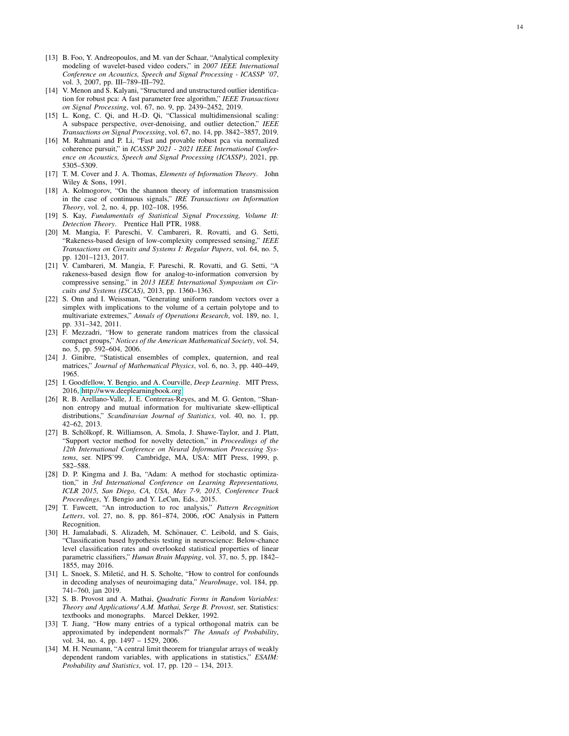[13] B. Foo, Y. Andreopoulos, and M. van der Schaar, "Analytical complexity modeling of wavelet-based video coders," in *2007 IEEE International Conference on Acoustics, Speech and Signal Processing - ICASSP '07*, vol. 3, 2007, pp. III–789–III–792.

[14] V. Menon and S. Kalyani, "Structured and unstructured outlier identification for robust pca: A fast parameter free algorithm," *IEEE Transactions on Signal Processing*, vol. 67, no. 9, pp. 2439–2452, 2019.

[15] L. Kong, C. Qi, and H.-D. Qi, "Classical multidimensional scaling: A subspace perspective, over-denoising, and outlier detection," *IEEE Transactions on Signal Processing*, vol. 67, no. 14, pp. 3842–3857, 2019.

[16] M. Rahmani and P. Li, "Fast and provable robust pca via normalized coherence pursuit," in *ICASSP 2021 - 2021 IEEE International Conference on Acoustics, Speech and Signal Processing (ICASSP)*, 2021, pp. 5305–5309.

[17] T. M. Cover and J. A. Thomas, *Elements of Information Theory*. John Wiley & Sons, 1991.

[18] A. Kolmogorov, "On the shannon theory of information transmission in the case of continuous signals," *IRE Transactions on Information Theory*, vol. 2, no. 4, pp. 102–108, 1956.

[19] S. Kay, *Fundamentals of Statistical Signal Processing, Volume II: Detection Theory*. Prentice Hall PTR, 1988.

[20] M. Mangia, F. Pareschi, V. Cambareri, R. Rovatti, and G. Setti, "Rakeness-based design of low-complexity compressed sensing," *IEEE Transactions on Circuits and Systems I: Regular Papers*, vol. 64, no. 5, pp. 1201–1213, 2017.

[21] V. Cambareri, M. Mangia, F. Pareschi, R. Rovatti, and G. Setti, "A rakeness-based design flow for analog-to-information conversion by compressive sensing," in *2013 IEEE International Symposium on Circuits and Systems (ISCAS)*, 2013, pp. 1360–1363.

[22] S. Onn and I. Weissman, "Generating uniform random vectors over a simplex with implications to the volume of a certain polytope and to multivariate extremes," *Annals of Operations Research*, vol. 189, no. 1, pp. 331–342, 2011.

[23] F. Mezzadri, "How to generate random matrices from the classical compact groups," *Notices of the American Mathematical Society*, vol. 54, no. 5, pp. 592–604, 2006.

[24] J. Ginibre, "Statistical ensembles of complex, quaternion, and real matrices," *Journal of Mathematical Physics*, vol. 6, no. 3, pp. 440–449, 1965.

[25] I. Goodfellow, Y. Bengio, and A. Courville, *Deep Learning*. MIT Press, 2016, http://www.deeplearningbook.org.

[26] R. B. Arellano-Valle, J. E. Contreras-Reyes, and M. G. Genton, "Shannon entropy and mutual information for multivariate skew-elliptical distributions," *Scandinavian Journal of Statistics*, vol. 40, no. 1, pp. 42–62, 2013.

[27] B. Schölkopf, R. Williamson, A. Smola, J. Shawe-Taylor, and J. Platt, "Support vector method for novelty detection," in *Proceedings of the 12th International Conference on Neural Information Processing Systems*, ser. NIPS'99. Cambridge, MA, USA: MIT Press, 1999, p. 582–588.

[28] D. P. Kingma and J. Ba, "Adam: A method for stochastic optimization," in *3rd International Conference on Learning Representations, ICLR 2015, San Diego, CA, USA, May 7-9, 2015, Conference Track Proceedings*, Y. Bengio and Y. LeCun, Eds., 2015.

[29] T. Fawcett, "An introduction to roc analysis," *Pattern Recognition Letters*, vol. 27, no. 8, pp. 861–874, 2006, rOC Analysis in Pattern Recognition.

[30] H. Jamalabadi, S. Alizadeh, M. Schönauer, C. Leibold, and S. Gais, "Classification based hypothesis testing in neuroscience: Below-chance level classification rates and overlooked statistical properties of linear parametric classifiers," *Human Brain Mapping*, vol. 37, no. 5, pp. 1842–1855, may 2016.

[31] L. Snoek, S. Miletić, and H. S. Scholte, "How to control for confounds in decoding analyses of neuroimaging data," *NeuroImage*, vol. 184, pp. 741–760, jan 2019.

[32] S. B. Provost and A. Mathai, *Quadratic Forms in Random Variables: Theory and Applications/ A.M. Mathai, Serge B. Provost*, ser. Statistics: textbooks and monographs. Marcel Dekker, 1992.

[33] T. Jiang, "How many entries of a typical orthogonal matrix can be approximated by independent normals?" *The Annals of Probability*, vol. 34, no. 4, pp. 1497 – 1529, 2006.

[34] M. H. Neumann, "A central limit theorem for triangular arrays of weakly dependent random variables, with applications in statistics," *ESAIM: Probability and Statistics*, vol. 17, pp. 120 – 134, 2013.